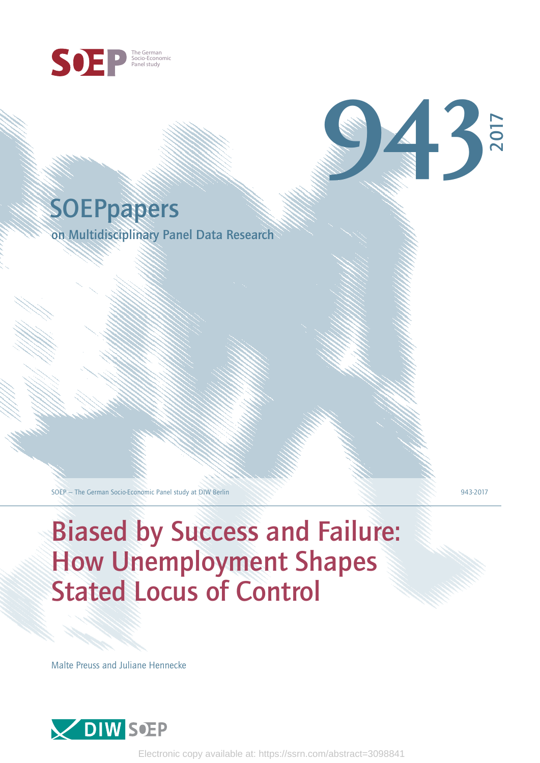SOEP The German Socio-Economic Panel study

# 943 2017

## SOEPpapers

on Multidisciplinary Panel Data Research

SOEP — The German Socio-Economic Panel study at DIW Berlin 943-2017

# Biased by Success and Failure: How Unemployment Shapes Stated Locus of Control

Malte Preuss and Juliane Hennecke

DIW SOEP

Electronic copy available at: https://ssrn.com/abstract=3098841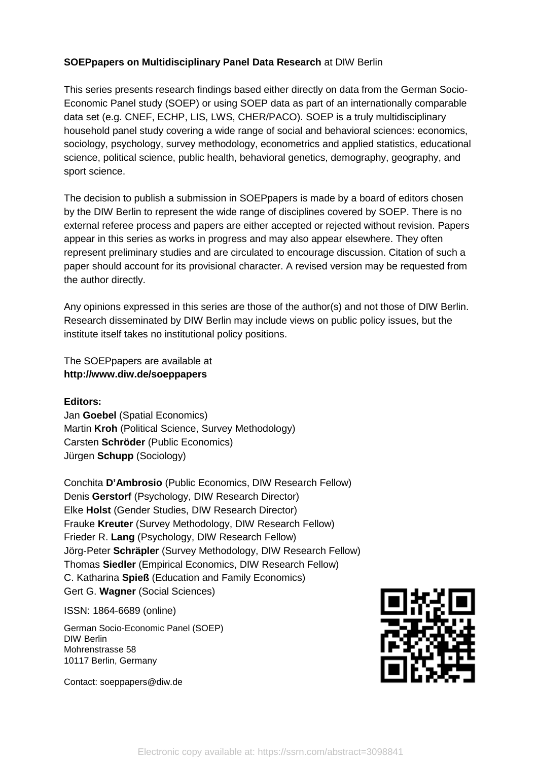**SOEPpapers on Multidisciplinary Panel Data Research** at DIW Berlin

This series presents research findings based either directly on data from the German Socio-Economic Panel study (SOEP) or using SOEP data as part of an internationally comparable data set (e.g. CNEF, ECHP, LIS, LWS, CHER/PACO). SOEP is a truly multidisciplinary household panel study covering a wide range of social and behavioral sciences: economics, sociology, psychology, survey methodology, econometrics and applied statistics, educational science, political science, public health, behavioral genetics, demography, geography, and sport science.

The decision to publish a submission in SOEPpapers is made by a board of editors chosen by the DIW Berlin to represent the wide range of disciplines covered by SOEP. There is no external referee process and papers are either accepted or rejected without revision. Papers appear in this series as works in progress and may also appear elsewhere. They often represent preliminary studies and are circulated to encourage discussion. Citation of such a paper should account for its provisional character. A revised version may be requested from the author directly.

Any opinions expressed in this series are those of the author(s) and not those of DIW Berlin. Research disseminated by DIW Berlin may include views on public policy issues, but the institute itself takes no institutional policy positions.

The SOEPpapers are available at
**http://www.diw.de/soeppapers**

**Editors:**
Jan **Goebel** (Spatial Economics)
Martin **Kroh** (Political Science, Survey Methodology)
Carsten **Schröder** (Public Economics)
Jürgen **Schupp** (Sociology)

Conchita **D'Ambrosio** (Public Economics, DIW Research Fellow)
Denis **Gerstorf** (Psychology, DIW Research Director)
Elke **Holst** (Gender Studies, DIW Research Director)
Frauke **Kreuter** (Survey Methodology, DIW Research Fellow)
Frieder R. **Lang** (Psychology, DIW Research Fellow)
Jörg-Peter **Schräpler** (Survey Methodology, DIW Research Fellow)
Thomas **Siedler** (Empirical Economics, DIW Research Fellow)
C. Katharina **Spieß** (Education and Family Economics)
Gert G. **Wagner** (Social Sciences)

ISSN: 1864-6689 (online)

German Socio-Economic Panel (SOEP)
DIW Berlin
Mohrenstrasse 58
10117 Berlin, Germany

Contact: soeppapers@diw.de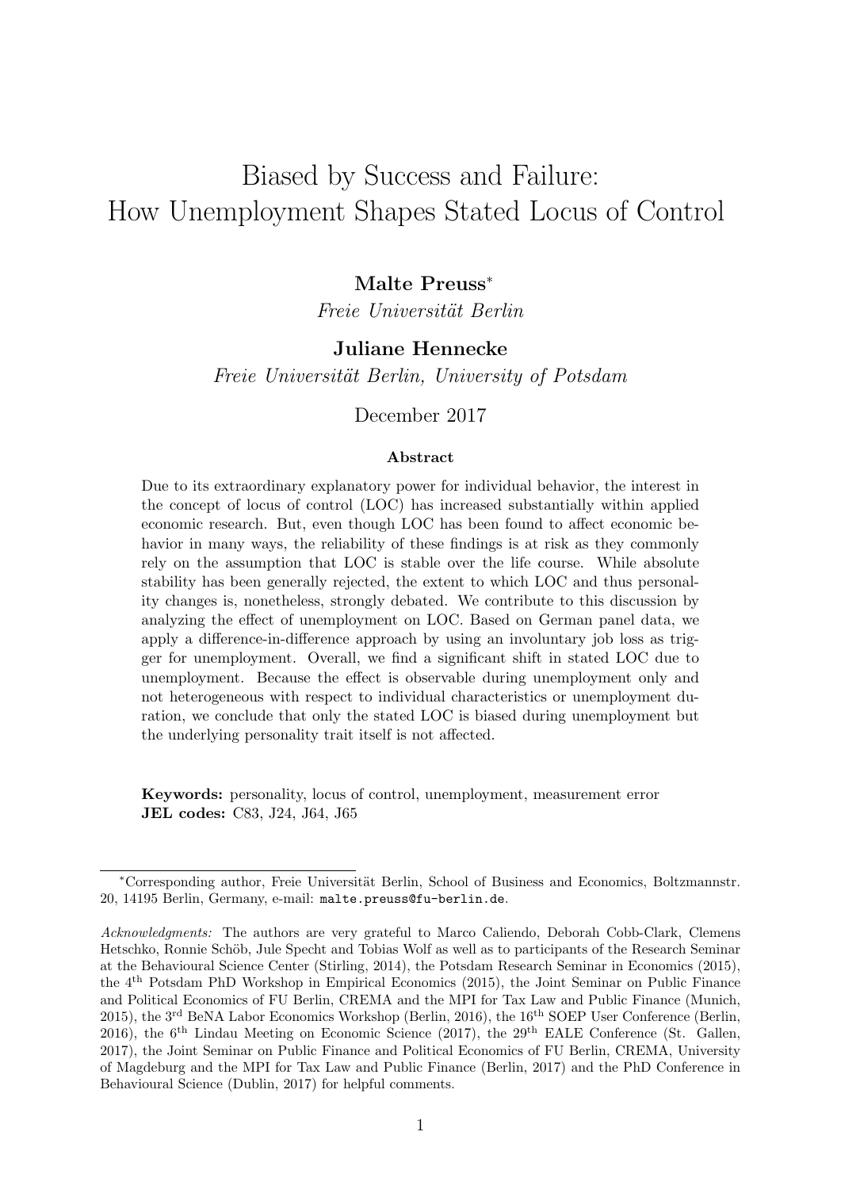# Biased by Success and Failure: How Unemployment Shapes Stated Locus of Control

**Malte Preuss***
*Freie Universität Berlin*

**Juliane Hennecke**
*Freie Universität Berlin, University of Potsdam*

December 2017

### Abstract

Due to its extraordinary explanatory power for individual behavior, the interest in the concept of locus of control (LOC) has increased substantially within applied economic research. But, even though LOC has been found to affect economic behavior in many ways, the reliability of these findings is at risk as they commonly rely on the assumption that LOC is stable over the life course. While absolute stability has been generally rejected, the extent to which LOC and thus personality changes is, nonetheless, strongly debated. We contribute to this discussion by analyzing the effect of unemployment on LOC. Based on German panel data, we apply a difference-in-difference approach by using an involuntary job loss as trigger for unemployment. Overall, we find a significant shift in stated LOC due to unemployment. Because the effect is observable during unemployment only and not heterogeneous with respect to individual characteristics or unemployment duration, we conclude that only the stated LOC is biased during unemployment but the underlying personality trait itself is not affected.

**Keywords:** personality, locus of control, unemployment, measurement error
**JEL codes:** C83, J24, J64, J65

---

*Corresponding author, Freie Universität Berlin, School of Business and Economics, Boltzmannstr. 20, 14195 Berlin, Germany, e-mail: `malte.preuss@fu-berlin.de`.

*Acknowledgments:* The authors are very grateful to Marco Caliendo, Deborah Cobb-Clark, Clemens Hetschko, Ronnie Schöb, Jule Specht and Tobias Wolf as well as to participants of the Research Seminar at the Behavioural Science Center (Stirling, 2014), the Potsdam Research Seminar in Economics (2015), the 4th Potsdam PhD Workshop in Empirical Economics (2015), the Joint Seminar on Public Finance and Political Economics of FU Berlin, CREMA and the MPI for Tax Law and Public Finance (Munich, 2015), the 3rd BeNA Labor Economics Workshop (Berlin, 2016), the 16th SOEP User Conference (Berlin, 2016), the 6th Lindau Meeting on Economic Science (2017), the 29th EALE Conference (St. Gallen, 2017), the Joint Seminar on Public Finance and Political Economics of FU Berlin, CREMA, University of Magdeburg and the MPI for Tax Law and Public Finance (Berlin, 2017) and the PhD Conference in Behavioural Science (Dublin, 2017) for helpful comments.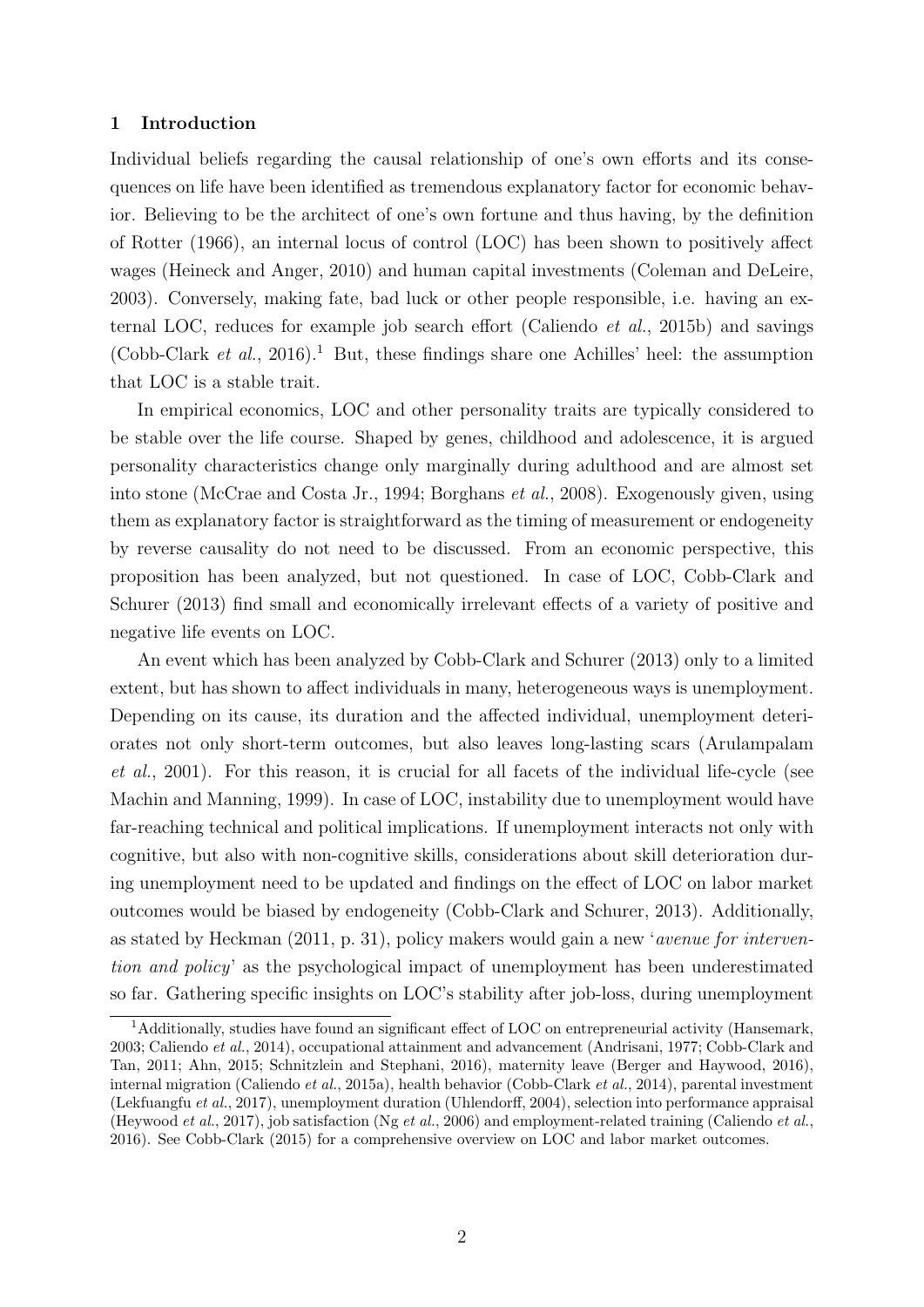## 1 Introduction

Individual beliefs regarding the causal relationship of one's own efforts and its consequences on life have been identified as tremendous explanatory factor for economic behavior. Believing to be the architect of one's own fortune and thus having, by the definition of Rotter (1966), an internal locus of control (LOC) has been shown to positively affect wages (Heineck and Anger, 2010) and human capital investments (Coleman and DeLeire, 2003). Conversely, making fate, bad luck or other people responsible, i.e. having an external LOC, reduces for example job search effort (Caliendo *et al.*, 2015b) and savings (Cobb-Clark *et al.*, 2016).[1] But, these findings share one Achilles' heel: the assumption that LOC is a stable trait.

In empirical economics, LOC and other personality traits are typically considered to be stable over the life course. Shaped by genes, childhood and adolescence, it is argued personality characteristics change only marginally during adulthood and are almost set into stone (McCrae and Costa Jr., 1994; Borghans *et al.*, 2008). Exogenously given, using them as explanatory factor is straightforward as the timing of measurement or endogeneity by reverse causality do not need to be discussed. From an economic perspective, this proposition has been analyzed, but not questioned. In case of LOC, Cobb-Clark and Schurer (2013) find small and economically irrelevant effects of a variety of positive and negative life events on LOC.

An event which has been analyzed by Cobb-Clark and Schurer (2013) only to a limited extent, but has shown to affect individuals in many, heterogeneous ways is unemployment. Depending on its cause, its duration and the affected individual, unemployment deteriorates not only short-term outcomes, but also leaves long-lasting scars (Arulampalam *et al.*, 2001). For this reason, it is crucial for all facets of the individual life-cycle (see Machin and Manning, 1999). In case of LOC, instability due to unemployment would have far-reaching technical and political implications. If unemployment interacts not only with cognitive, but also with non-cognitive skills, considerations about skill deterioration during unemployment need to be updated and findings on the effect of LOC on labor market outcomes would be biased by endogeneity (Cobb-Clark and Schurer, 2013). Additionally, as stated by Heckman (2011, p. 31), policy makers would gain a new '*avenue for intervention and policy*' as the psychological impact of unemployment has been underestimated so far. Gathering specific insights on LOC's stability after job-loss, during unemployment

[1] Additionally, studies have found an significant effect of LOC on entrepreneurial activity (Hansemark, 2003; Caliendo *et al.*, 2014), occupational attainment and advancement (Andrisani, 1977; Cobb-Clark and Tan, 2011; Ahn, 2015; Schnitzlein and Stephani, 2016), maternity leave (Berger and Haywood, 2016), internal migration (Caliendo *et al.*, 2015a), health behavior (Cobb-Clark *et al.*, 2014), parental investment (Lekfuangfu *et al.*, 2017), unemployment duration (Uhlendorff, 2004), selection into performance appraisal (Heywood *et al.*, 2017), job satisfaction (Ng *et al.*, 2006) and employment-related training (Caliendo *et al.*, 2016). See Cobb-Clark (2015) for a comprehensive overview on LOC and labor market outcomes.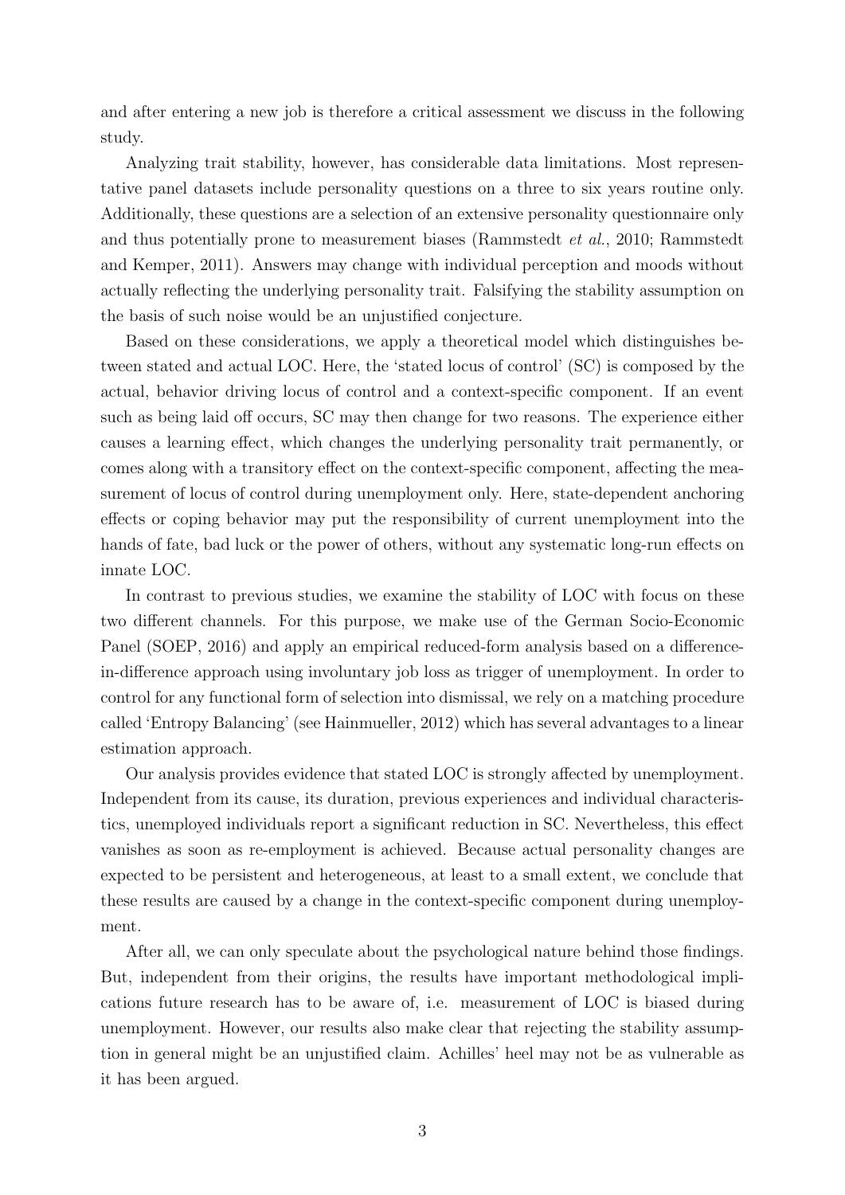and after entering a new job is therefore a critical assessment we discuss in the following study.

Analyzing trait stability, however, has considerable data limitations. Most representative panel datasets include personality questions on a three to six years routine only. Additionally, these questions are a selection of an extensive personality questionnaire only and thus potentially prone to measurement biases (Rammstedt *et al.*, 2010; Rammstedt and Kemper, 2011). Answers may change with individual perception and moods without actually reflecting the underlying personality trait. Falsifying the stability assumption on the basis of such noise would be an unjustified conjecture.

Based on these considerations, we apply a theoretical model which distinguishes between stated and actual LOC. Here, the 'stated locus of control' (SC) is composed by the actual, behavior driving locus of control and a context-specific component. If an event such as being laid off occurs, SC may then change for two reasons. The experience either causes a learning effect, which changes the underlying personality trait permanently, or comes along with a transitory effect on the context-specific component, affecting the measurement of locus of control during unemployment only. Here, state-dependent anchoring effects or coping behavior may put the responsibility of current unemployment into the hands of fate, bad luck or the power of others, without any systematic long-run effects on innate LOC.

In contrast to previous studies, we examine the stability of LOC with focus on these two different channels. For this purpose, we make use of the German Socio-Economic Panel (SOEP, 2016) and apply an empirical reduced-form analysis based on a difference-in-difference approach using involuntary job loss as trigger of unemployment. In order to control for any functional form of selection into dismissal, we rely on a matching procedure called 'Entropy Balancing' (see Hainmueller, 2012) which has several advantages to a linear estimation approach.

Our analysis provides evidence that stated LOC is strongly affected by unemployment. Independent from its cause, its duration, previous experiences and individual characteristics, unemployed individuals report a significant reduction in SC. Nevertheless, this effect vanishes as soon as re-employment is achieved. Because actual personality changes are expected to be persistent and heterogeneous, at least to a small extent, we conclude that these results are caused by a change in the context-specific component during unemployment.

After all, we can only speculate about the psychological nature behind those findings. But, independent from their origins, the results have important methodological implications future research has to be aware of, i.e. measurement of LOC is biased during unemployment. However, our results also make clear that rejecting the stability assumption in general might be an unjustified claim. Achilles' heel may not be as vulnerable as it has been argued.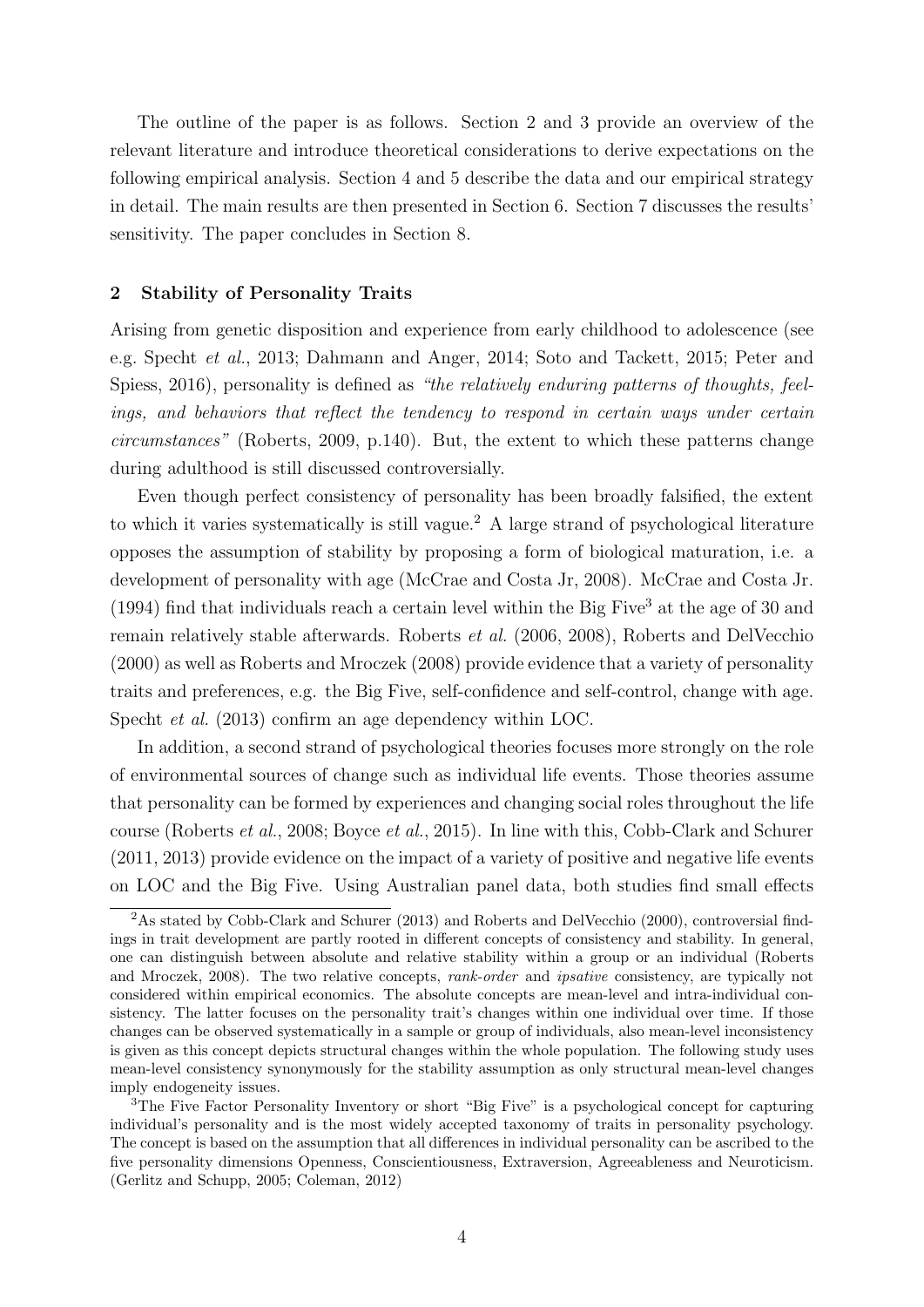The outline of the paper is as follows. Section 2 and 3 provide an overview of the relevant literature and introduce theoretical considerations to derive expectations on the following empirical analysis. Section 4 and 5 describe the data and our empirical strategy in detail. The main results are then presented in Section 6. Section 7 discusses the results' sensitivity. The paper concludes in Section 8.

## 2 Stability of Personality Traits

Arising from genetic disposition and experience from early childhood to adolescence (see e.g. Specht *et al.*, 2013; Dahmann and Anger, 2014; Soto and Tackett, 2015; Peter and Spiess, 2016), personality is defined as *"the relatively enduring patterns of thoughts, feelings, and behaviors that reflect the tendency to respond in certain ways under certain circumstances"* (Roberts, 2009, p.140). But, the extent to which these patterns change during adulthood is still discussed controversially.

Even though perfect consistency of personality has been broadly falsified, the extent to which it varies systematically is still vague.[2] A large strand of psychological literature opposes the assumption of stability by proposing a form of biological maturation, i.e. a development of personality with age (McCrae and Costa Jr, 2008). McCrae and Costa Jr. (1994) find that individuals reach a certain level within the Big Five[3] at the age of 30 and remain relatively stable afterwards. Roberts *et al.* (2006, 2008), Roberts and DelVecchio (2000) as well as Roberts and Mroczek (2008) provide evidence that a variety of personality traits and preferences, e.g. the Big Five, self-confidence and self-control, change with age. Specht *et al.* (2013) confirm an age dependency within LOC.

In addition, a second strand of psychological theories focuses more strongly on the role of environmental sources of change such as individual life events. Those theories assume that personality can be formed by experiences and changing social roles throughout the life course (Roberts *et al.*, 2008; Boyce *et al.*, 2015). In line with this, Cobb-Clark and Schurer (2011, 2013) provide evidence on the impact of a variety of positive and negative life events on LOC and the Big Five. Using Australian panel data, both studies find small effects

---

[2] As stated by Cobb-Clark and Schurer (2013) and Roberts and DelVecchio (2000), controversial findings in trait development are partly rooted in different concepts of consistency and stability. In general, one can distinguish between absolute and relative stability within a group or an individual (Roberts and Mroczek, 2008). The two relative concepts, *rank-order* and *ipsative* consistency, are typically not considered within empirical economics. The absolute concepts are mean-level and intra-individual consistency. The latter focuses on the personality trait's changes within one individual over time. If those changes can be observed systematically in a sample or group of individuals, also mean-level inconsistency is given as this concept depicts structural changes within the whole population. The following study uses mean-level consistency synonymously for the stability assumption as only structural mean-level changes imply endogeneity issues.

[3] The Five Factor Personality Inventory or short "Big Five" is a psychological concept for capturing individual's personality and is the most widely accepted taxonomy of traits in personality psychology. The concept is based on the assumption that all differences in individual personality can be ascribed to the five personality dimensions Openness, Conscientiousness, Extraversion, Agreeableness and Neuroticism. (Gerlitz and Schupp, 2005; Coleman, 2012)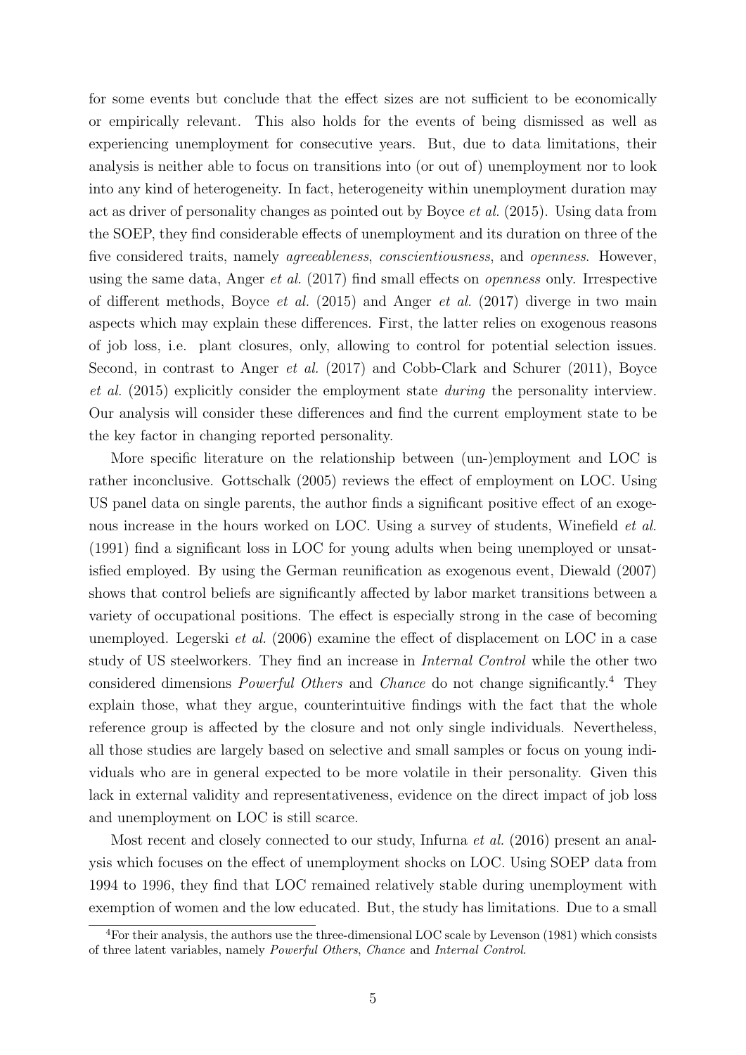for some events but conclude that the effect sizes are not sufficient to be economically or empirically relevant. This also holds for the events of being dismissed as well as experiencing unemployment for consecutive years. But, due to data limitations, their analysis is neither able to focus on transitions into (or out of) unemployment nor to look into any kind of heterogeneity. In fact, heterogeneity within unemployment duration may act as driver of personality changes as pointed out by Boyce *et al.* (2015). Using data from the SOEP, they find considerable effects of unemployment and its duration on three of the five considered traits, namely *agreeableness*, *conscientiousness*, and *openness*. However, using the same data, Anger *et al.* (2017) find small effects on *openness* only. Irrespective of different methods, Boyce *et al.* (2015) and Anger *et al.* (2017) diverge in two main aspects which may explain these differences. First, the latter relies on exogenous reasons of job loss, i.e. plant closures, only, allowing to control for potential selection issues. Second, in contrast to Anger *et al.* (2017) and Cobb-Clark and Schurer (2011), Boyce *et al.* (2015) explicitly consider the employment state *during* the personality interview. Our analysis will consider these differences and find the current employment state to be the key factor in changing reported personality.

More specific literature on the relationship between (un-)employment and LOC is rather inconclusive. Gottschalk (2005) reviews the effect of employment on LOC. Using US panel data on single parents, the author finds a significant positive effect of an exogenous increase in the hours worked on LOC. Using a survey of students, Winefield *et al.* (1991) find a significant loss in LOC for young adults when being unemployed or unsatisfied employed. By using the German reunification as exogenous event, Diewald (2007) shows that control beliefs are significantly affected by labor market transitions between a variety of occupational positions. The effect is especially strong in the case of becoming unemployed. Legerski *et al.* (2006) examine the effect of displacement on LOC in a case study of US steelworkers. They find an increase in *Internal Control* while the other two considered dimensions *Powerful Others* and *Chance* do not change significantly.[4] They explain those, what they argue, counterintuitive findings with the fact that the whole reference group is affected by the closure and not only single individuals. Nevertheless, all those studies are largely based on selective and small samples or focus on young individuals who are in general expected to be more volatile in their personality. Given this lack in external validity and representativeness, evidence on the direct impact of job loss and unemployment on LOC is still scarce.

Most recent and closely connected to our study, Infurna *et al.* (2016) present an analysis which focuses on the effect of unemployment shocks on LOC. Using SOEP data from 1994 to 1996, they find that LOC remained relatively stable during unemployment with exemption of women and the low educated. But, the study has limitations. Due to a small

[4] For their analysis, the authors use the three-dimensional LOC scale by Levenson (1981) which consists of three latent variables, namely *Powerful Others*, *Chance* and *Internal Control*.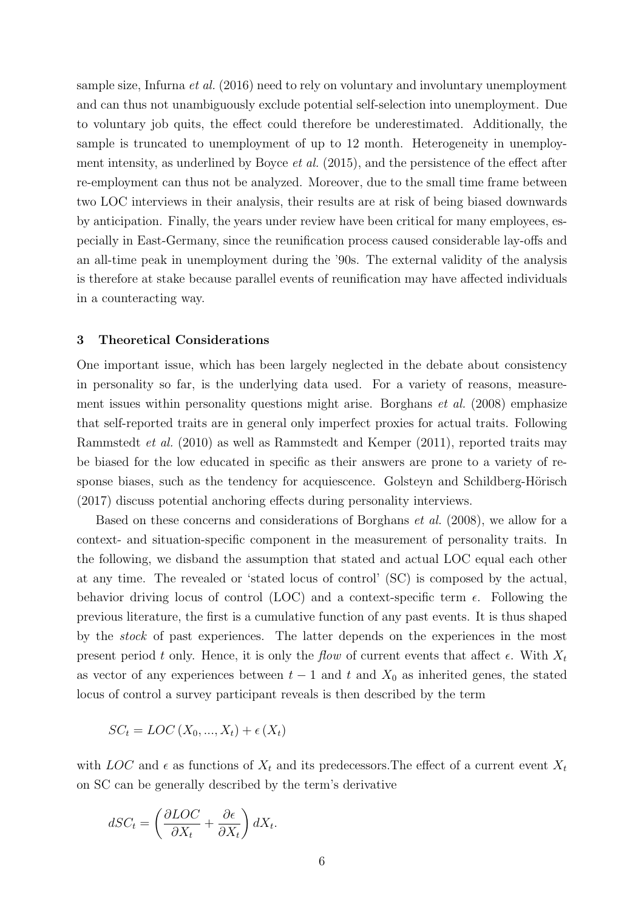sample size, Infurna *et al.* (2016) need to rely on voluntary and involuntary unemployment and can thus not unambiguously exclude potential self-selection into unemployment. Due to voluntary job quits, the effect could therefore be underestimated. Additionally, the sample is truncated to unemployment of up to 12 month. Heterogeneity in unemployment intensity, as underlined by Boyce *et al.* (2015), and the persistence of the effect after re-employment can thus not be analyzed. Moreover, due to the small time frame between two LOC interviews in their analysis, their results are at risk of being biased downwards by anticipation. Finally, the years under review have been critical for many employees, especially in East-Germany, since the reunification process caused considerable lay-offs and an all-time peak in unemployment during the '90s. The external validity of the analysis is therefore at stake because parallel events of reunification may have affected individuals in a counteracting way.

## 3 Theoretical Considerations

One important issue, which has been largely neglected in the debate about consistency in personality so far, is the underlying data used. For a variety of reasons, measurement issues within personality questions might arise. Borghans *et al.* (2008) emphasize that self-reported traits are in general only imperfect proxies for actual traits. Following Rammstedt *et al.* (2010) as well as Rammstedt and Kemper (2011), reported traits may be biased for the low educated in specific as their answers are prone to a variety of response biases, such as the tendency for acquiescence. Golsteyn and Schildberg-Hörisch (2017) discuss potential anchoring effects during personality interviews.

Based on these concerns and considerations of Borghans *et al.* (2008), we allow for a context- and situation-specific component in the measurement of personality traits. In the following, we disband the assumption that stated and actual LOC equal each other at any time. The revealed or 'stated locus of control' (SC) is composed by the actual, behavior driving locus of control (LOC) and a context-specific term $\epsilon$. Following the previous literature, the first is a cumulative function of any past events. It is thus shaped by the *stock* of past experiences. The latter depends on the experiences in the most present period $t$ only. Hence, it is only the *flow* of current events that affect $\epsilon$. With $X_t$ as vector of any experiences between $t-1$ and $t$ and $X_0$ as inherited genes, the stated locus of control a survey participant reveals is then described by the term

$$SC_t = LOC\left(X_0, ..., X_t\right) + \epsilon\left(X_t\right)$$

with $LOC$ and $\epsilon$ as functions of $X_t$ and its predecessors.The effect of a current event $X_t$ on SC can be generally described by the term's derivative

$$dSC_t = \left(\frac{\partial LOC}{\partial X_t} + \frac{\partial \epsilon}{\partial X_t}\right) dX_t.$$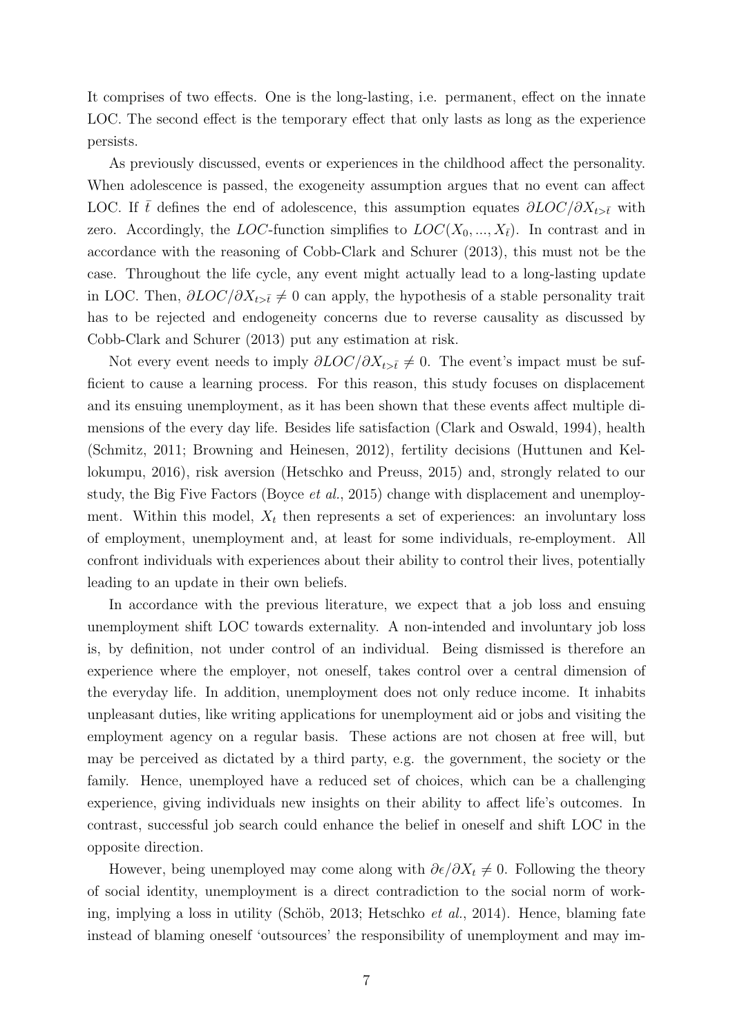It comprises of two effects. One is the long-lasting, i.e. permanent, effect on the innate LOC. The second effect is the temporary effect that only lasts as long as the experience persists.

As previously discussed, events or experiences in the childhood affect the personality. When adolescence is passed, the exogeneity assumption argues that no event can affect LOC. If $\bar{t}$ defines the end of adolescence, this assumption equates $\partial LOC/\partial X_{t>\bar{t}}$ with zero. Accordingly, the $LOC$-function simplifies to $LOC(X_0, ..., X_{\bar{t}})$. In contrast and in accordance with the reasoning of Cobb-Clark and Schurer (2013), this must not be the case. Throughout the life cycle, any event might actually lead to a long-lasting update in LOC. Then, $\partial LOC/\partial X_{t>\bar{t}} \neq 0$ can apply, the hypothesis of a stable personality trait has to be rejected and endogeneity concerns due to reverse causality as discussed by Cobb-Clark and Schurer (2013) put any estimation at risk.

Not every event needs to imply $\partial LOC/\partial X_{t>\bar{t}} \neq 0$. The event's impact must be sufficient to cause a learning process. For this reason, this study focuses on displacement and its ensuing unemployment, as it has been shown that these events affect multiple dimensions of the every day life. Besides life satisfaction (Clark and Oswald, 1994), health (Schmitz, 2011; Browning and Heinesen, 2012), fertility decisions (Huttunen and Kellokumpu, 2016), risk aversion (Hetschko and Preuss, 2015) and, strongly related to our study, the Big Five Factors (Boyce *et al.*, 2015) change with displacement and unemployment. Within this model, $X_t$ then represents a set of experiences: an involuntary loss of employment, unemployment and, at least for some individuals, re-employment. All confront individuals with experiences about their ability to control their lives, potentially leading to an update in their own beliefs.

In accordance with the previous literature, we expect that a job loss and ensuing unemployment shift LOC towards externality. A non-intended and involuntary job loss is, by definition, not under control of an individual. Being dismissed is therefore an experience where the employer, not oneself, takes control over a central dimension of the everyday life. In addition, unemployment does not only reduce income. It inhabits unpleasant duties, like writing applications for unemployment aid or jobs and visiting the employment agency on a regular basis. These actions are not chosen at free will, but may be perceived as dictated by a third party, e.g. the government, the society or the family. Hence, unemployed have a reduced set of choices, which can be a challenging experience, giving individuals new insights on their ability to affect life's outcomes. In contrast, successful job search could enhance the belief in oneself and shift LOC in the opposite direction.

However, being unemployed may come along with $\partial \epsilon/\partial X_t \neq 0$. Following the theory of social identity, unemployment is a direct contradiction to the social norm of working, implying a loss in utility (Schöb, 2013; Hetschko *et al.*, 2014). Hence, blaming fate instead of blaming oneself 'outsources' the responsibility of unemployment and may im-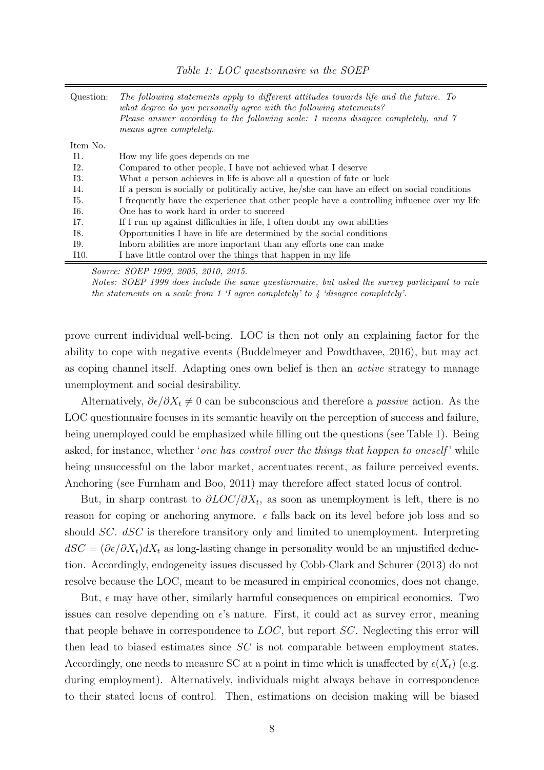*Table 1: LOC questionnaire in the SOEP*

| Question: | *The following statements apply to different attitudes towards life and the future. To what degree do you personally agree with the following statements? Please answer according to the following scale: 1 means disagree completely, and 7 means agree completely.* |
|---|---|
| Item No. | |
| I1. | How my life goes depends on me |
| I2. | Compared to other people, I have not achieved what I deserve |
| I3. | What a person achieves in life is above all a question of fate or luck |
| I4. | If a person is socially or politically active, he/she can have an effect on social conditions |
| I5. | I frequently have the experience that other people have a controlling influence over my life |
| I6. | One has to work hard in order to succeed |
| I7. | If I run up against difficulties in life, I often doubt my own abilities |
| I8. | Opportunities I have in life are determined by the social conditions |
| I9. | Inborn abilities are more important than any efforts one can make |
| I10. | I have little control over the things that happen in my life |

*Source: SOEP 1999, 2005, 2010, 2015.*
*Notes: SOEP 1999 does include the same questionnaire, but asked the survey participant to rate the statements on a scale from 1 'I agree completely' to 4 'disagree completely'.*

prove current individual well-being. LOC is then not only an explaining factor for the ability to cope with negative events (Buddelmeyer and Powdthavee, 2016), but may act as coping channel itself. Adapting ones own belief is then an *active* strategy to manage unemployment and social desirability.

Alternatively, $\partial\epsilon/\partial X_t \neq 0$ can be subconscious and therefore a *passive* action. As the LOC questionnaire focuses in its semantic heavily on the perception of success and failure, being unemployed could be emphasized while filling out the questions (see Table 1). Being asked, for instance, whether '*one has control over the things that happen to oneself*' while being unsuccessful on the labor market, accentuates recent, as failure perceived events. Anchoring (see Furnham and Boo, 2011) may therefore affect stated locus of control.

But, in sharp contrast to $\partial LOC/\partial X_t$, as soon as unemployment is left, there is no reason for coping or anchoring anymore. $\epsilon$ falls back on its level before job loss and so should $SC$. $dSC$ is therefore transitory only and limited to unemployment. Interpreting $dSC = (\partial\epsilon/\partial X_t)dX_t$ as long-lasting change in personality would be an unjustified deduction. Accordingly, endogeneity issues discussed by Cobb-Clark and Schurer (2013) do not resolve because the LOC, meant to be measured in empirical economics, does not change.

But, $\epsilon$ may have other, similarly harmful consequences on empirical economics. Two issues can resolve depending on $\epsilon$'s nature. First, it could act as survey error, meaning that people behave in correspondence to $LOC$, but report $SC$. Neglecting this error will then lead to biased estimates since $SC$ is not comparable between employment states. Accordingly, one needs to measure SC at a point in time which is unaffected by $\epsilon(X_t)$ (e.g. during employment). Alternatively, individuals might always behave in correspondence to their stated locus of control. Then, estimations on decision making will be biased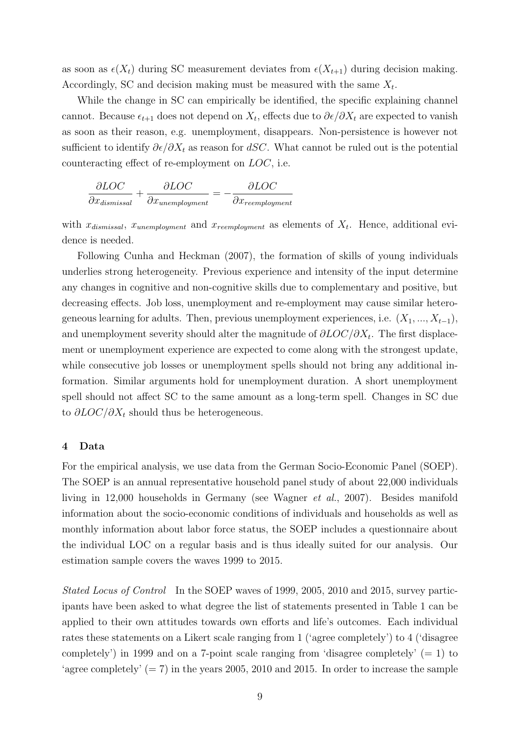as soon as $\epsilon(X_t)$ during SC measurement deviates from $\epsilon(X_{t+1})$ during decision making. Accordingly, SC and decision making must be measured with the same $X_t$.

While the change in SC can empirically be identified, the specific explaining channel cannot. Because $\epsilon_{t+1}$ does not depend on $X_t$, effects due to $\partial\epsilon/\partial X_t$ are expected to vanish as soon as their reason, e.g. unemployment, disappears. Non-persistence is however not sufficient to identify $\partial\epsilon/\partial X_t$ as reason for $dSC$. What cannot be ruled out is the potential counteracting effect of re-employment on $LOC$, i.e.

$$\frac{\partial LOC}{\partial x_{dismissal}} + \frac{\partial LOC}{\partial x_{unemployment}} = -\frac{\partial LOC}{\partial x_{reemployment}}$$

with $x_{dismissal}$, $x_{unemployment}$ and $x_{reemployment}$ as elements of $X_t$. Hence, additional evidence is needed.

Following Cunha and Heckman (2007), the formation of skills of young individuals underlies strong heterogeneity. Previous experience and intensity of the input determine any changes in cognitive and non-cognitive skills due to complementary and positive, but decreasing effects. Job loss, unemployment and re-employment may cause similar heterogeneous learning for adults. Then, previous unemployment experiences, i.e. $(X_1, ..., X_{t-1})$, and unemployment severity should alter the magnitude of $\partial LOC/\partial X_t$. The first displacement or unemployment experience are expected to come along with the strongest update, while consecutive job losses or unemployment spells should not bring any additional information. Similar arguments hold for unemployment duration. A short unemployment spell should not affect SC to the same amount as a long-term spell. Changes in SC due to $\partial LOC/\partial X_t$ should thus be heterogeneous.

## 4 Data

For the empirical analysis, we use data from the German Socio-Economic Panel (SOEP). The SOEP is an annual representative household panel study of about 22,000 individuals living in 12,000 households in Germany (see Wagner *et al.*, 2007). Besides manifold information about the socio-economic conditions of individuals and households as well as monthly information about labor force status, the SOEP includes a questionnaire about the individual LOC on a regular basis and is thus ideally suited for our analysis. Our estimation sample covers the waves 1999 to 2015.

*Stated Locus of Control* In the SOEP waves of 1999, 2005, 2010 and 2015, survey participants have been asked to what degree the list of statements presented in Table 1 can be applied to their own attitudes towards own efforts and life's outcomes. Each individual rates these statements on a Likert scale ranging from 1 ('agree completely') to 4 ('disagree completely') in 1999 and on a 7-point scale ranging from 'disagree completely' (= 1) to 'agree completely' (= 7) in the years 2005, 2010 and 2015. In order to increase the sample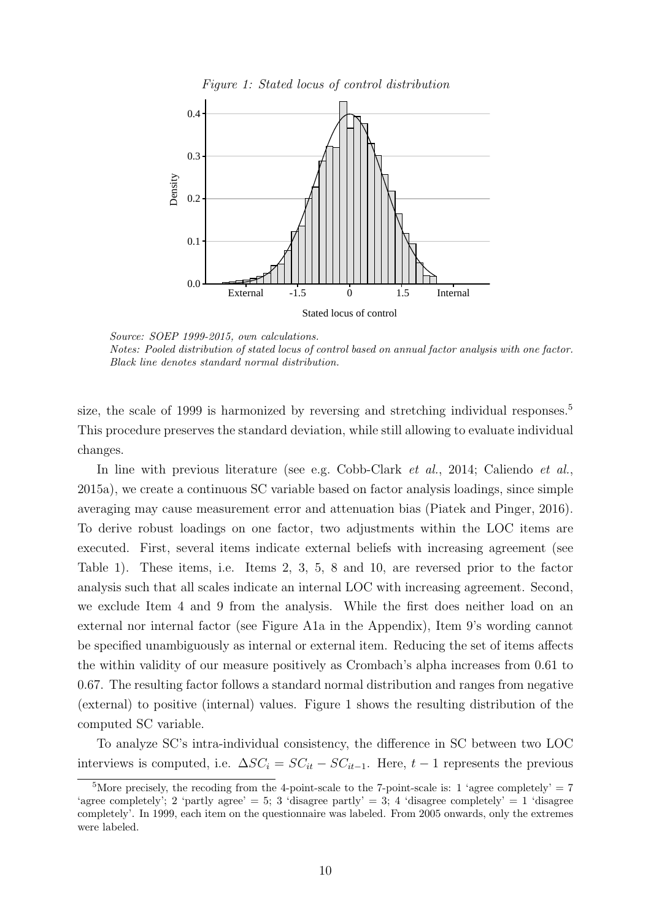*Figure 1: Stated locus of control distribution*

*Source: SOEP 1999-2015, own calculations.*
*Notes: Pooled distribution of stated locus of control based on annual factor analysis with one factor. Black line denotes standard normal distribution.*

size, the scale of 1999 is harmonized by reversing and stretching individual responses.[5] This procedure preserves the standard deviation, while still allowing to evaluate individual changes.

In line with previous literature (see e.g. Cobb-Clark *et al.*, 2014; Caliendo *et al.*, 2015a), we create a continuous SC variable based on factor analysis loadings, since simple averaging may cause measurement error and attenuation bias (Piatek and Pinger, 2016). To derive robust loadings on one factor, two adjustments within the LOC items are executed. First, several items indicate external beliefs with increasing agreement (see Table 1). These items, i.e. Items 2, 3, 5, 8 and 10, are reversed prior to the factor analysis such that all scales indicate an internal LOC with increasing agreement. Second, we exclude Item 4 and 9 from the analysis. While the first does neither load on an external nor internal factor (see Figure A1a in the Appendix), Item 9's wording cannot be specified unambiguously as internal or external item. Reducing the set of items affects the within validity of our measure positively as Crombach's alpha increases from 0.61 to 0.67. The resulting factor follows a standard normal distribution and ranges from negative (external) to positive (internal) values. Figure 1 shows the resulting distribution of the computed SC variable.

To analyze SC's intra-individual consistency, the difference in SC between two LOC interviews is computed, i.e. $\Delta SC_i = SC_{it} - SC_{it-1}$. Here, $t-1$ represents the previous

[5] More precisely, the recoding from the 4-point-scale to the 7-point-scale is: 1 'agree completely' = 7 'agree completely'; 2 'partly agree' = 5; 3 'disagree partly' = 3; 4 'disagree completely' = 1 'disagree completely'. In 1999, each item on the questionnaire was labeled. From 2005 onwards, only the extremes were labeled.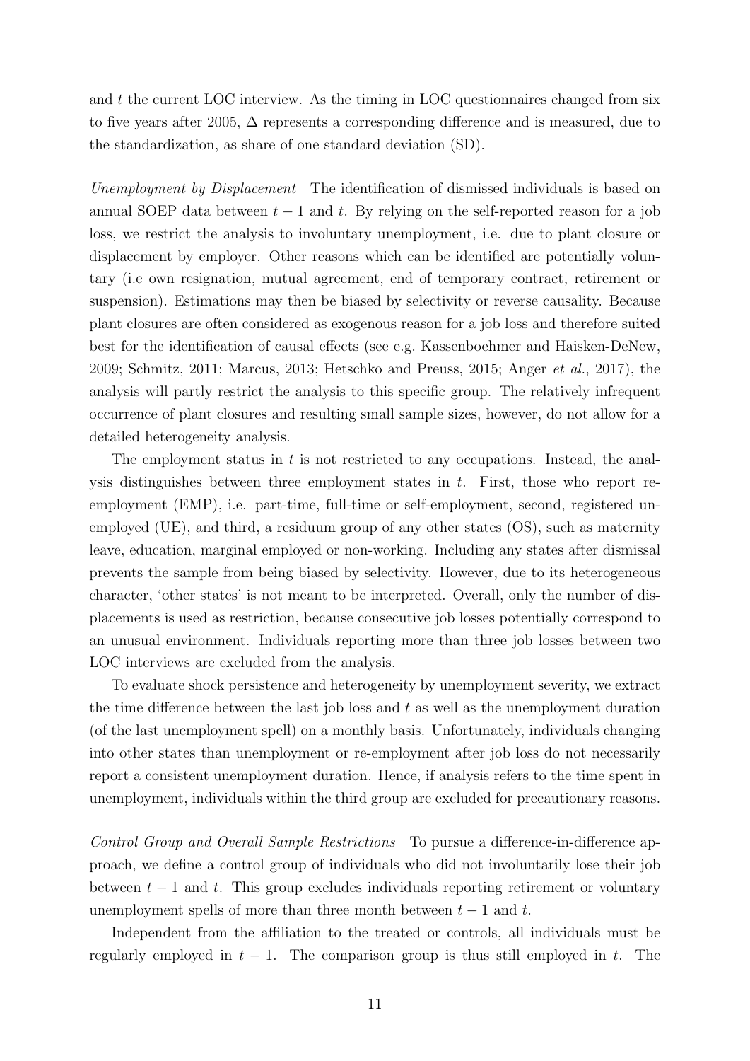and $t$ the current LOC interview. As the timing in LOC questionnaires changed from six to five years after 2005, $\Delta$ represents a corresponding difference and is measured, due to the standardization, as share of one standard deviation (SD).

*Unemployment by Displacement* The identification of dismissed individuals is based on annual SOEP data between $t-1$ and $t$. By relying on the self-reported reason for a job loss, we restrict the analysis to involuntary unemployment, i.e. due to plant closure or displacement by employer. Other reasons which can be identified are potentially voluntary (i.e own resignation, mutual agreement, end of temporary contract, retirement or suspension). Estimations may then be biased by selectivity or reverse causality. Because plant closures are often considered as exogenous reason for a job loss and therefore suited best for the identification of causal effects (see e.g. Kassenboehmer and Haisken-DeNew, 2009; Schmitz, 2011; Marcus, 2013; Hetschko and Preuss, 2015; Anger *et al.*, 2017), the analysis will partly restrict the analysis to this specific group. The relatively infrequent occurrence of plant closures and resulting small sample sizes, however, do not allow for a detailed heterogeneity analysis.

The employment status in $t$ is not restricted to any occupations. Instead, the analysis distinguishes between three employment states in $t$. First, those who report re-employment (EMP), i.e. part-time, full-time or self-employment, second, registered unemployed (UE), and third, a residuum group of any other states (OS), such as maternity leave, education, marginal employed or non-working. Including any states after dismissal prevents the sample from being biased by selectivity. However, due to its heterogeneous character, 'other states' is not meant to be interpreted. Overall, only the number of displacements is used as restriction, because consecutive job losses potentially correspond to an unusual environment. Individuals reporting more than three job losses between two LOC interviews are excluded from the analysis.

To evaluate shock persistence and heterogeneity by unemployment severity, we extract the time difference between the last job loss and $t$ as well as the unemployment duration (of the last unemployment spell) on a monthly basis. Unfortunately, individuals changing into other states than unemployment or re-employment after job loss do not necessarily report a consistent unemployment duration. Hence, if analysis refers to the time spent in unemployment, individuals within the third group are excluded for precautionary reasons.

*Control Group and Overall Sample Restrictions* To pursue a difference-in-difference approach, we define a control group of individuals who did not involuntarily lose their job between $t-1$ and $t$. This group excludes individuals reporting retirement or voluntary unemployment spells of more than three month between $t-1$ and $t$.

Independent from the affiliation to the treated or controls, all individuals must be regularly employed in $t-1$. The comparison group is thus still employed in $t$. The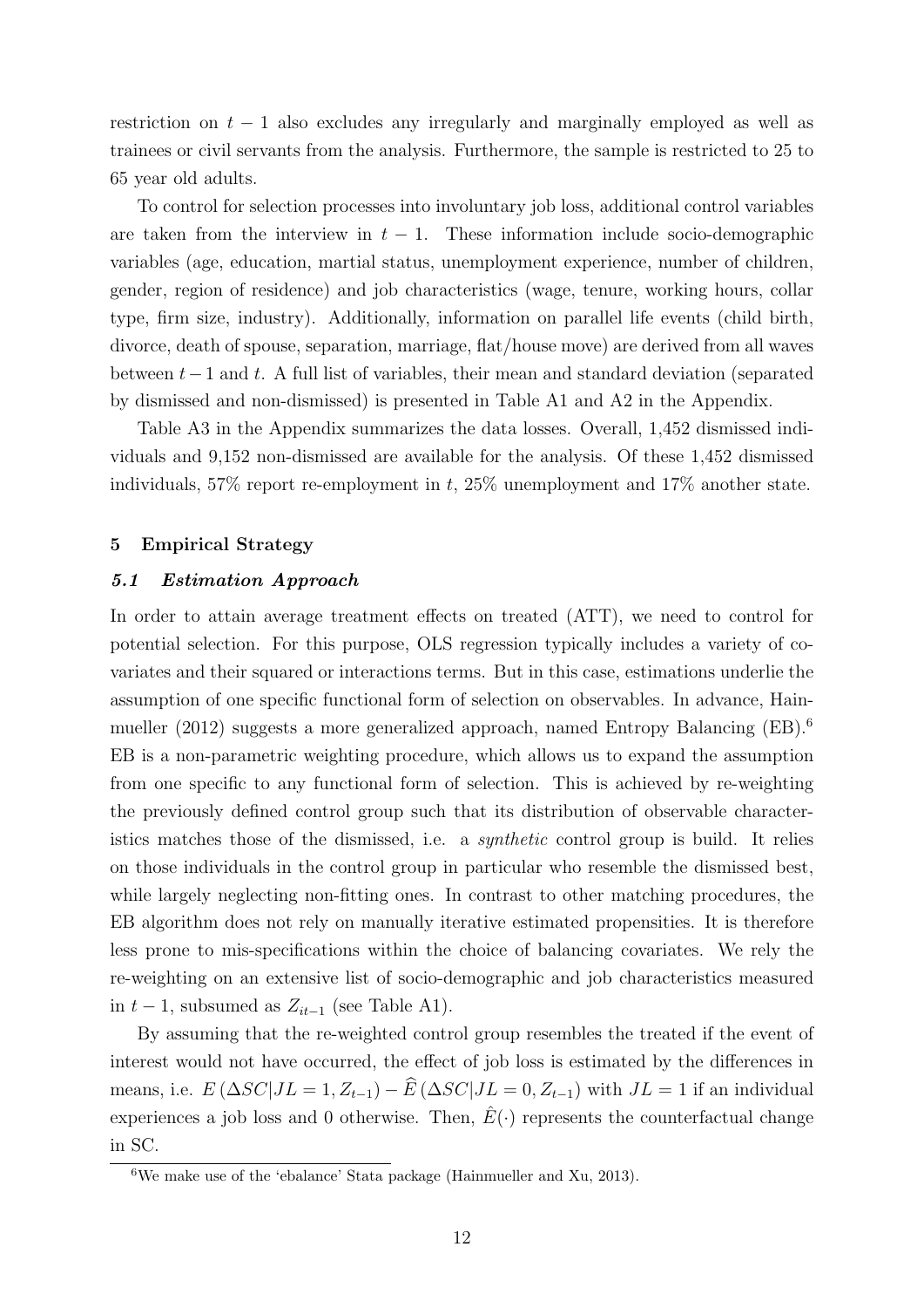restriction on $t-1$ also excludes any irregularly and marginally employed as well as trainees or civil servants from the analysis. Furthermore, the sample is restricted to 25 to 65 year old adults.

To control for selection processes into involuntary job loss, additional control variables are taken from the interview in $t-1$. These information include socio-demographic variables (age, education, martial status, unemployment experience, number of children, gender, region of residence) and job characteristics (wage, tenure, working hours, collar type, firm size, industry). Additionally, information on parallel life events (child birth, divorce, death of spouse, separation, marriage, flat/house move) are derived from all waves between $t-1$ and $t$. A full list of variables, their mean and standard deviation (separated by dismissed and non-dismissed) is presented in Table A1 and A2 in the Appendix.

Table A3 in the Appendix summarizes the data losses. Overall, 1,452 dismissed individuals and 9,152 non-dismissed are available for the analysis. Of these 1,452 dismissed individuals, 57% report re-employment in $t$, 25% unemployment and 17% another state.

## 5 Empirical Strategy

### *5.1 Estimation Approach*

In order to attain average treatment effects on treated (ATT), we need to control for potential selection. For this purpose, OLS regression typically includes a variety of covariates and their squared or interactions terms. But in this case, estimations underlie the assumption of one specific functional form of selection on observables. In advance, Hainmueller (2012) suggests a more generalized approach, named Entropy Balancing (EB).[6] EB is a non-parametric weighting procedure, which allows us to expand the assumption from one specific to any functional form of selection. This is achieved by re-weighting the previously defined control group such that its distribution of observable characteristics matches those of the dismissed, i.e. a *synthetic* control group is build. It relies on those individuals in the control group in particular who resemble the dismissed best, while largely neglecting non-fitting ones. In contrast to other matching procedures, the EB algorithm does not rely on manually iterative estimated propensities. It is therefore less prone to mis-specifications within the choice of balancing covariates. We rely the re-weighting on an extensive list of socio-demographic and job characteristics measured in $t-1$, subsumed as $Z_{it-1}$ (see Table A1).

By assuming that the re-weighted control group resembles the treated if the event of interest would not have occurred, the effect of job loss is estimated by the differences in means, i.e. $E\left(\Delta SC|JL=1, Z_{t-1}\right) - \widehat{E}\left(\Delta SC|JL=0, Z_{t-1}\right)$ with $JL=1$ if an individual experiences a job loss and 0 otherwise. Then, $\hat{E}(\cdot)$ represents the counterfactual change in SC.

[6] We make use of the 'ebalance' Stata package (Hainmueller and Xu, 2013).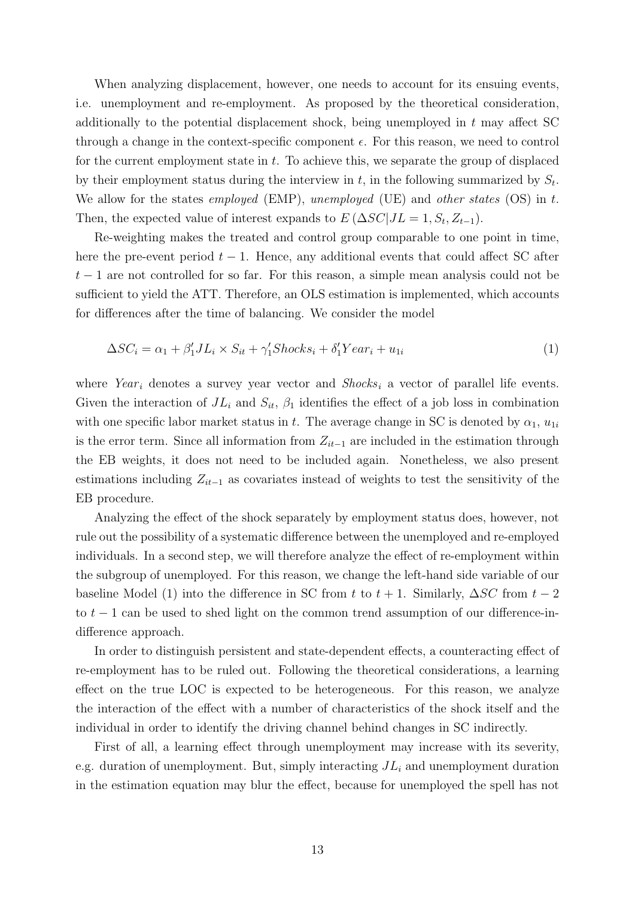When analyzing displacement, however, one needs to account for its ensuing events, i.e. unemployment and re-employment. As proposed by the theoretical consideration, additionally to the potential displacement shock, being unemployed in $t$ may affect SC through a change in the context-specific component $\epsilon$. For this reason, we need to control for the current employment state in $t$. To achieve this, we separate the group of displaced by their employment status during the interview in $t$, in the following summarized by $S_t$. We allow for the states *employed* (EMP), *unemployed* (UE) and *other states* (OS) in $t$. Then, the expected value of interest expands to $E\left(\Delta SC|JL=1, S_t, Z_{t-1}\right)$.

Re-weighting makes the treated and control group comparable to one point in time, here the pre-event period $t-1$. Hence, any additional events that could affect SC after $t-1$ are not controlled for so far. For this reason, a simple mean analysis could not be sufficient to yield the ATT. Therefore, an OLS estimation is implemented, which accounts for differences after the time of balancing. We consider the model

$$\Delta SC_i = \alpha_1 + \beta_1' JL_i \times S_{it} + \gamma_1' Shocks_i + \delta_1' Year_i + u_{1i} \tag{1}$$

where $Year_i$ denotes a survey year vector and $Shocks_i$ a vector of parallel life events. Given the interaction of $JL_i$ and $S_{it}$, $\beta_1$ identifies the effect of a job loss in combination with one specific labor market status in $t$. The average change in SC is denoted by $\alpha_1$, $u_{1i}$ is the error term. Since all information from $Z_{it-1}$ are included in the estimation through the EB weights, it does not need to be included again. Nonetheless, we also present estimations including $Z_{it-1}$ as covariates instead of weights to test the sensitivity of the EB procedure.

Analyzing the effect of the shock separately by employment status does, however, not rule out the possibility of a systematic difference between the unemployed and re-employed individuals. In a second step, we will therefore analyze the effect of re-employment within the subgroup of unemployed. For this reason, we change the left-hand side variable of our baseline Model (1) into the difference in SC from $t$ to $t+1$. Similarly, $\Delta SC$ from $t-2$ to $t-1$ can be used to shed light on the common trend assumption of our difference-in-difference approach.

In order to distinguish persistent and state-dependent effects, a counteracting effect of re-employment has to be ruled out. Following the theoretical considerations, a learning effect on the true LOC is expected to be heterogeneous. For this reason, we analyze the interaction of the effect with a number of characteristics of the shock itself and the individual in order to identify the driving channel behind changes in SC indirectly.

First of all, a learning effect through unemployment may increase with its severity, e.g. duration of unemployment. But, simply interacting $JL_i$ and unemployment duration in the estimation equation may blur the effect, because for unemployed the spell has not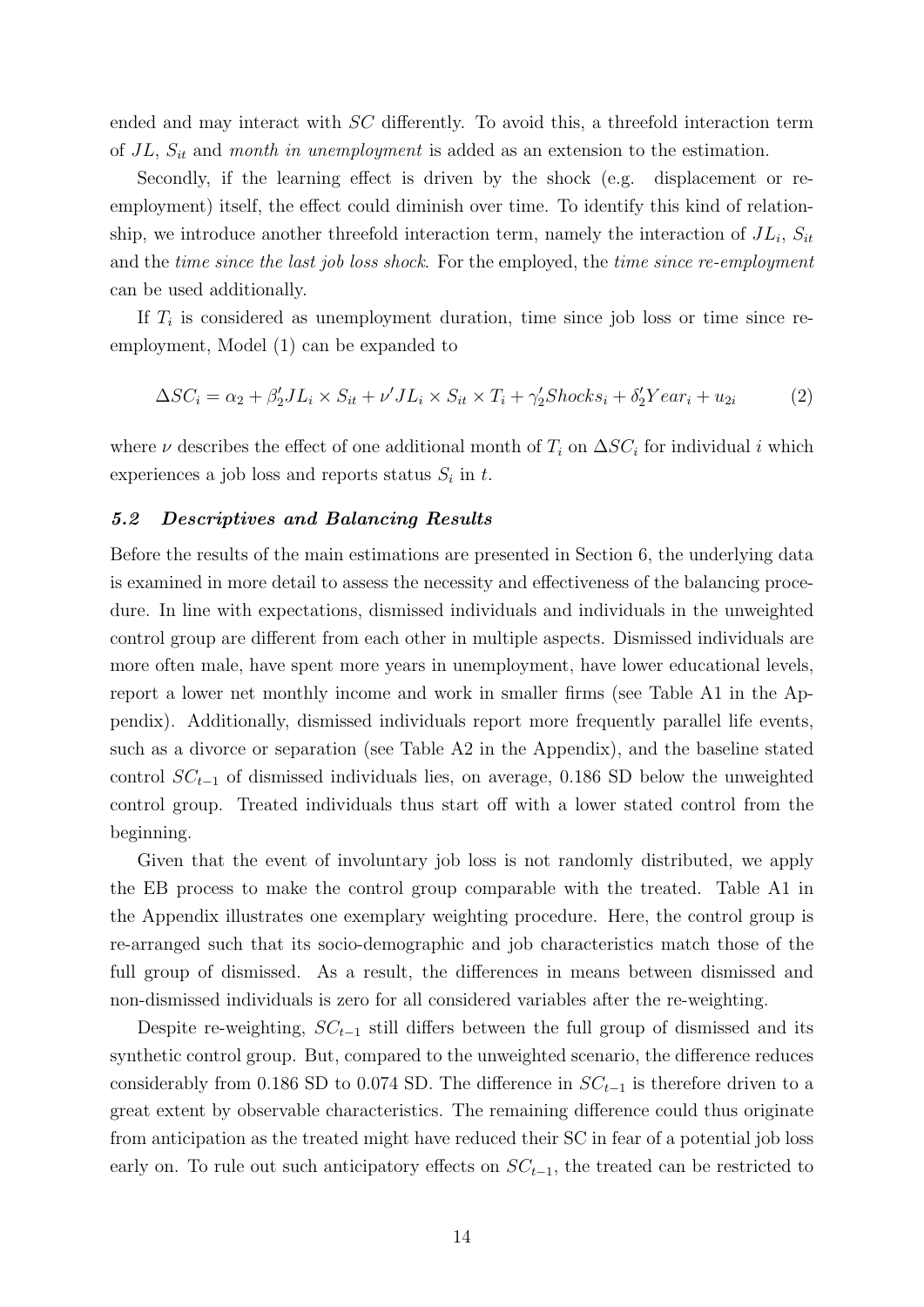ended and may interact with $SC$ differently. To avoid this, a threefold interaction term of $JL$, $S_{it}$ and *month in unemployment* is added as an extension to the estimation.

Secondly, if the learning effect is driven by the shock (e.g. displacement or re-employment) itself, the effect could diminish over time. To identify this kind of relationship, we introduce another threefold interaction term, namely the interaction of $JL_i$, $S_{it}$ and the *time since the last job loss shock*. For the employed, the *time since re-employment* can be used additionally.

If $T_i$ is considered as unemployment duration, time since job loss or time since re-employment, Model (1) can be expanded to

$$\Delta SC_i = \alpha_2 + \beta_2' JL_i \times S_{it} + \nu' JL_i \times S_{it} \times T_i + \gamma_2' Shocks_i + \delta_2' Year_i + u_{2i} \tag{2}$$

where $\nu$ describes the effect of one additional month of $T_i$ on $\Delta SC_i$ for individual $i$ which experiences a job loss and reports status $S_i$ in $t$.

### *5.2 Descriptives and Balancing Results*

Before the results of the main estimations are presented in Section 6, the underlying data is examined in more detail to assess the necessity and effectiveness of the balancing procedure. In line with expectations, dismissed individuals and individuals in the unweighted control group are different from each other in multiple aspects. Dismissed individuals are more often male, have spent more years in unemployment, have lower educational levels, report a lower net monthly income and work in smaller firms (see Table A1 in the Appendix). Additionally, dismissed individuals report more frequently parallel life events, such as a divorce or separation (see Table A2 in the Appendix), and the baseline stated control $SC_{t-1}$ of dismissed individuals lies, on average, 0.186 SD below the unweighted control group. Treated individuals thus start off with a lower stated control from the beginning.

Given that the event of involuntary job loss is not randomly distributed, we apply the EB process to make the control group comparable with the treated. Table A1 in the Appendix illustrates one exemplary weighting procedure. Here, the control group is re-arranged such that its socio-demographic and job characteristics match those of the full group of dismissed. As a result, the differences in means between dismissed and non-dismissed individuals is zero for all considered variables after the re-weighting.

Despite re-weighting, $SC_{t-1}$ still differs between the full group of dismissed and its synthetic control group. But, compared to the unweighted scenario, the difference reduces considerably from 0.186 SD to 0.074 SD. The difference in $SC_{t-1}$ is therefore driven to a great extent by observable characteristics. The remaining difference could thus originate from anticipation as the treated might have reduced their SC in fear of a potential job loss early on. To rule out such anticipatory effects on $SC_{t-1}$, the treated can be restricted to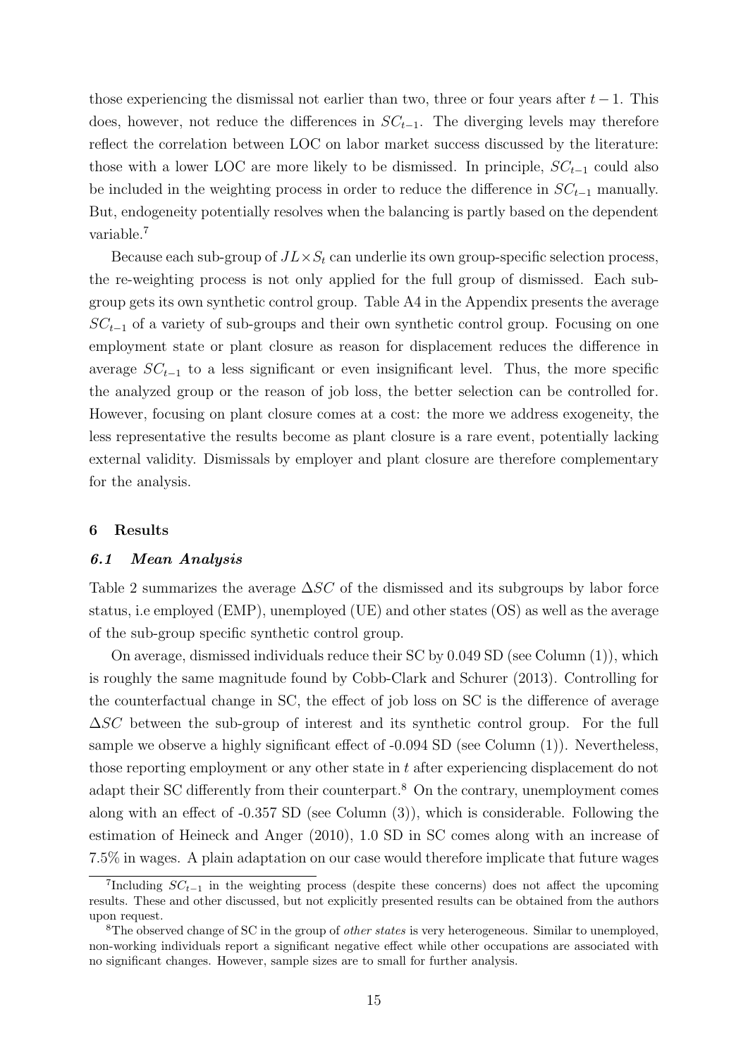those experiencing the dismissal not earlier than two, three or four years after $t-1$. This does, however, not reduce the differences in $SC_{t-1}$. The diverging levels may therefore reflect the correlation between LOC on labor market success discussed by the literature: those with a lower LOC are more likely to be dismissed. In principle, $SC_{t-1}$ could also be included in the weighting process in order to reduce the difference in $SC_{t-1}$ manually. But, endogeneity potentially resolves when the balancing is partly based on the dependent variable.[7]

Because each sub-group of $JL \times S_t$ can underlie its own group-specific selection process, the re-weighting process is not only applied for the full group of dismissed. Each sub-group gets its own synthetic control group. Table A4 in the Appendix presents the average $SC_{t-1}$ of a variety of sub-groups and their own synthetic control group. Focusing on one employment state or plant closure as reason for displacement reduces the difference in average $SC_{t-1}$ to a less significant or even insignificant level. Thus, the more specific the analyzed group or the reason of job loss, the better selection can be controlled for. However, focusing on plant closure comes at a cost: the more we address exogeneity, the less representative the results become as plant closure is a rare event, potentially lacking external validity. Dismissals by employer and plant closure are therefore complementary for the analysis.

## 6 Results

### *6.1 Mean Analysis*

Table 2 summarizes the average $\Delta SC$ of the dismissed and its subgroups by labor force status, i.e employed (EMP), unemployed (UE) and other states (OS) as well as the average of the sub-group specific synthetic control group.

On average, dismissed individuals reduce their SC by 0.049 SD (see Column (1)), which is roughly the same magnitude found by Cobb-Clark and Schurer (2013). Controlling for the counterfactual change in SC, the effect of job loss on SC is the difference of average $\Delta SC$ between the sub-group of interest and its synthetic control group. For the full sample we observe a highly significant effect of -0.094 SD (see Column (1)). Nevertheless, those reporting employment or any other state in $t$ after experiencing displacement do not adapt their SC differently from their counterpart.[8] On the contrary, unemployment comes along with an effect of -0.357 SD (see Column (3)), which is considerable. Following the estimation of Heineck and Anger (2010), 1.0 SD in SC comes along with an increase of 7.5% in wages. A plain adaptation on our case would therefore implicate that future wages

[7] Including $SC_{t-1}$ in the weighting process (despite these concerns) does not affect the upcoming results. These and other discussed, but not explicitly presented results can be obtained from the authors upon request.

[8] The observed change of SC in the group of *other states* is very heterogeneous. Similar to unemployed, non-working individuals report a significant negative effect while other occupations are associated with no significant changes. However, sample sizes are to small for further analysis.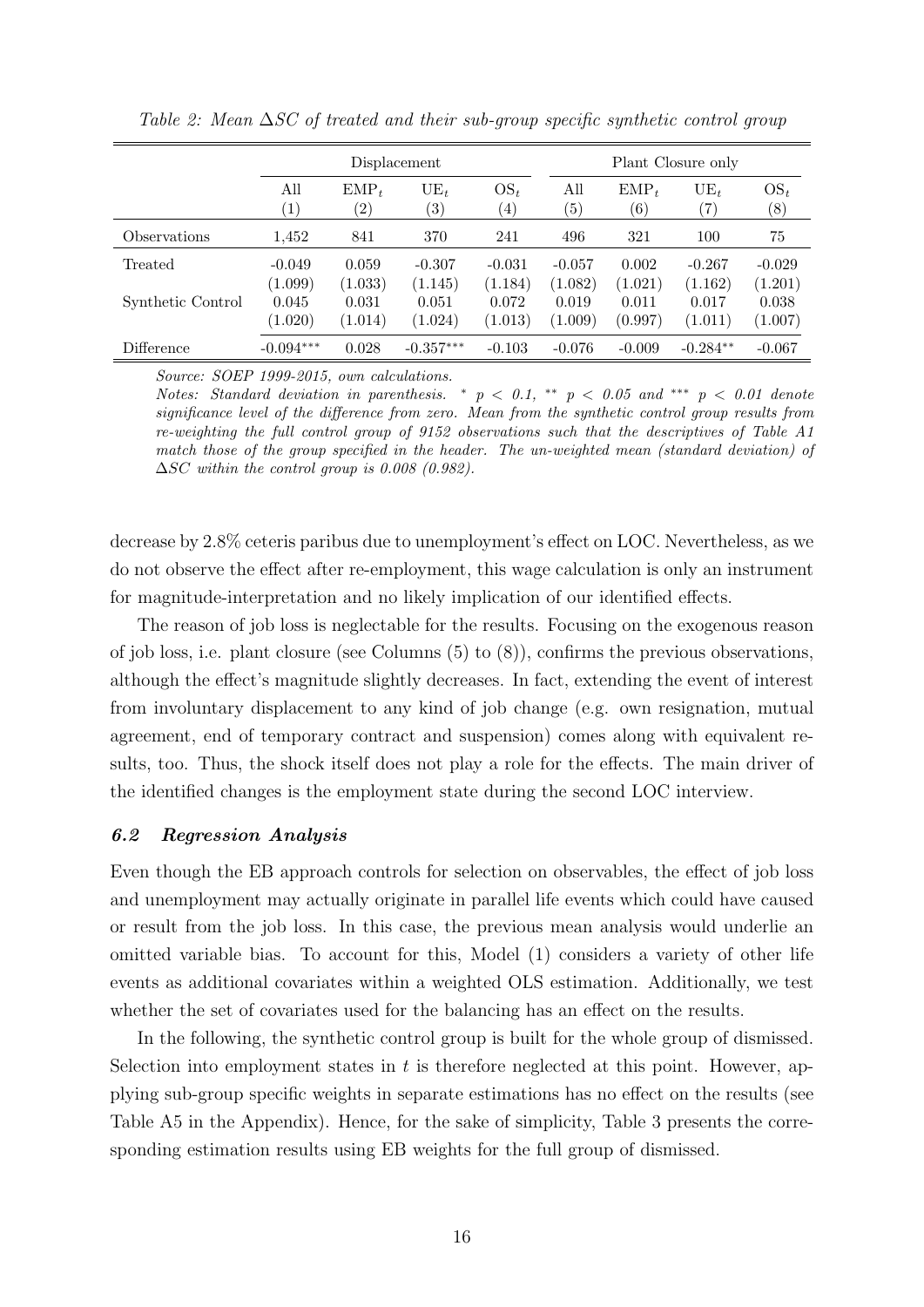*Table 2: Mean $\Delta SC$ of treated and their sub-group specific synthetic control group*

| | Displacement | | | | Plant Closure only | | | |
|---|---|---|---|---|---|---|---|---|
| | All | $EMP_t$ | $UE_t$ | $OS_t$ | All | $EMP_t$ | $UE_t$ | $OS_t$ |
| | (1) | (2) | (3) | (4) | (5) | (6) | (7) | (8) |
| Observations | 1,452 | 841 | 370 | 241 | 496 | 321 | 100 | 75 |
| Treated | -0.049 | 0.059 | -0.307 | -0.031 | -0.057 | 0.002 | -0.267 | -0.029 |
| | (1.099) | (1.033) | (1.145) | (1.184) | (1.082) | (1.021) | (1.162) | (1.201) |
| Synthetic Control | 0.045 | 0.031 | 0.051 | 0.072 | 0.019 | 0.011 | 0.017 | 0.038 |
| | (1.020) | (1.014) | (1.024) | (1.013) | (1.009) | (0.997) | (1.011) | (1.007) |
| Difference | -0.094*** | 0.028 | -0.357*** | -0.103 | -0.076 | -0.009 | -0.284** | -0.067 |

*Source: SOEP 1999-2015, own calculations.*
*Notes: Standard deviation in parenthesis. * $p < 0.1$, ** $p < 0.05$ and *** $p < 0.01$ denote significance level of the difference from zero. Mean from the synthetic control group results from re-weighting the full control group of 9152 observations such that the descriptives of Table A1 match those of the group specified in the header. The un-weighted mean (standard deviation) of $\Delta SC$ within the control group is 0.008 (0.982).*

decrease by 2.8% ceteris paribus due to unemployment's effect on LOC. Nevertheless, as we do not observe the effect after re-employment, this wage calculation is only an instrument for magnitude-interpretation and no likely implication of our identified effects.

The reason of job loss is neglectable for the results. Focusing on the exogenous reason of job loss, i.e. plant closure (see Columns (5) to (8)), confirms the previous observations, although the effect's magnitude slightly decreases. In fact, extending the event of interest from involuntary displacement to any kind of job change (e.g. own resignation, mutual agreement, end of temporary contract and suspension) comes along with equivalent results, too. Thus, the shock itself does not play a role for the effects. The main driver of the identified changes is the employment state during the second LOC interview.

### *6.2 Regression Analysis*

Even though the EB approach controls for selection on observables, the effect of job loss and unemployment may actually originate in parallel life events which could have caused or result from the job loss. In this case, the previous mean analysis would underlie an omitted variable bias. To account for this, Model (1) considers a variety of other life events as additional covariates within a weighted OLS estimation. Additionally, we test whether the set of covariates used for the balancing has an effect on the results.

In the following, the synthetic control group is built for the whole group of dismissed. Selection into employment states in $t$ is therefore neglected at this point. However, applying sub-group specific weights in separate estimations has no effect on the results (see Table A5 in the Appendix). Hence, for the sake of simplicity, Table 3 presents the corresponding estimation results using EB weights for the full group of dismissed.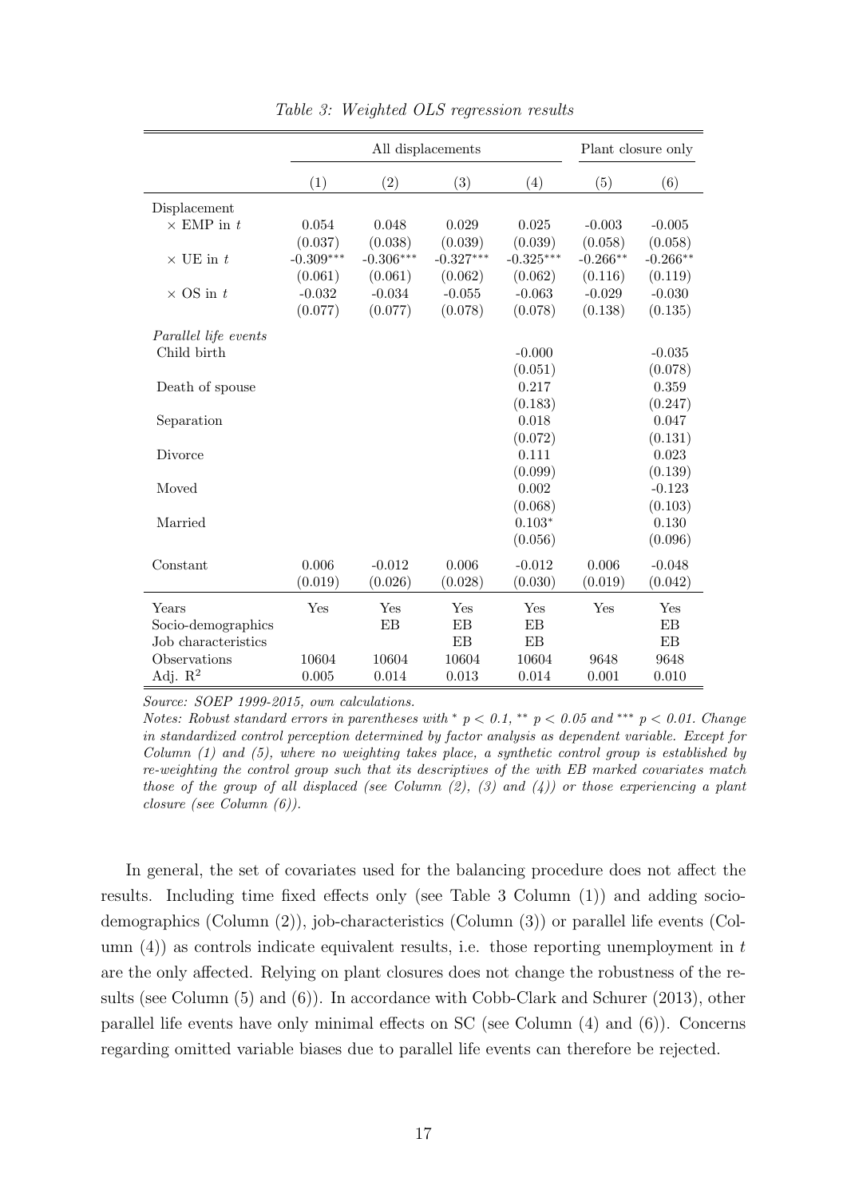*Table 3: Weighted OLS regression results*

| | All displacements | | | | Plant closure only | |
|---|---|---|---|---|---|---|
| | (1) | (2) | (3) | (4) | (5) | (6) |
| Displacement | | | | | | |
| × EMP in $t$ | 0.054 | 0.048 | 0.029 | 0.025 | -0.003 | -0.005 |
| | (0.037) | (0.038) | (0.039) | (0.039) | (0.058) | (0.058) |
| × UE in $t$ | -0.309*** | -0.306*** | -0.327*** | -0.325*** | -0.266** | -0.266** |
| | (0.061) | (0.061) | (0.062) | (0.062) | (0.116) | (0.119) |
| × OS in $t$ | -0.032 | -0.034 | -0.055 | -0.063 | -0.029 | -0.030 |
| | (0.077) | (0.077) | (0.078) | (0.078) | (0.138) | (0.135) |
| *Parallel life events* | | | | | | |
| Child birth | | | | -0.000 | | -0.035 |
| | | | | (0.051) | | (0.078) |
| Death of spouse | | | | 0.217 | | 0.359 |
| | | | | (0.183) | | (0.247) |
| Separation | | | | 0.018 | | 0.047 |
| | | | | (0.072) | | (0.131) |
| Divorce | | | | 0.111 | | 0.023 |
| | | | | (0.099) | | (0.139) |
| Moved | | | | 0.002 | | -0.123 |
| | | | | (0.068) | | (0.103) |
| Married | | | | 0.103* | | 0.130 |
| | | | | (0.056) | | (0.096) |
| Constant | 0.006 | -0.012 | 0.006 | -0.012 | 0.006 | -0.048 |
| | (0.019) | (0.026) | (0.028) | (0.030) | (0.019) | (0.042) |
| Years | Yes | Yes | Yes | Yes | Yes | Yes |
| Socio-demographics | | EB | EB | EB | | EB |
| Job characteristics | | | EB | EB | | EB |
| Observations | 10604 | 10604 | 10604 | 10604 | 9648 | 9648 |
| Adj. $R^2$ | 0.005 | 0.014 | 0.013 | 0.014 | 0.001 | 0.010 |

*Source: SOEP 1999-2015, own calculations.*

*Notes: Robust standard errors in parentheses with * $p < 0.1$, ** $p < 0.05$ and *** $p < 0.01$. Change in standardized control perception determined by factor analysis as dependent variable. Except for Column (1) and (5), where no weighting takes place, a synthetic control group is established by re-weighting the control group such that its descriptives of the with EB marked covariates match those of the group of all displaced (see Column (2), (3) and (4)) or those experiencing a plant closure (see Column (6)).*

In general, the set of covariates used for the balancing procedure does not affect the results. Including time fixed effects only (see Table 3 Column (1)) and adding socio-demographics (Column (2)), job-characteristics (Column (3)) or parallel life events (Column (4)) as controls indicate equivalent results, i.e. those reporting unemployment in $t$ are the only affected. Relying on plant closures does not change the robustness of the results (see Column (5) and (6)). In accordance with Cobb-Clark and Schurer (2013), other parallel life events have only minimal effects on SC (see Column (4) and (6)). Concerns regarding omitted variable biases due to parallel life events can therefore be rejected.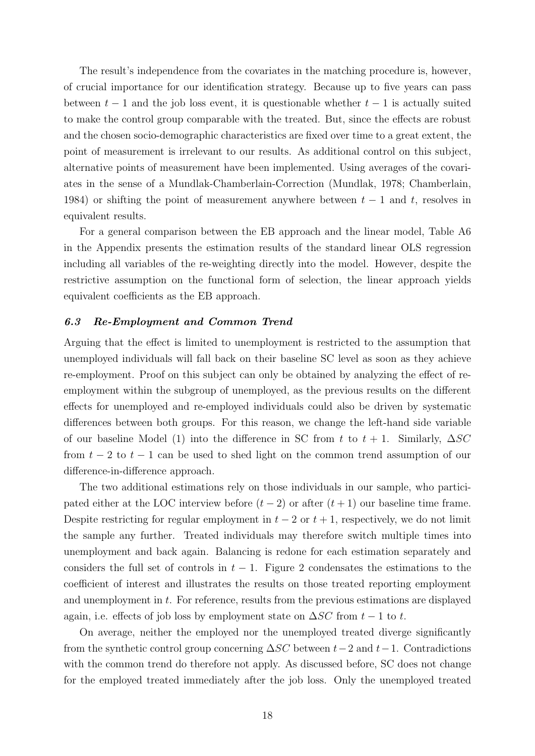The result's independence from the covariates in the matching procedure is, however, of crucial importance for our identification strategy. Because up to five years can pass between $t-1$ and the job loss event, it is questionable whether $t-1$ is actually suited to make the control group comparable with the treated. But, since the effects are robust and the chosen socio-demographic characteristics are fixed over time to a great extent, the point of measurement is irrelevant to our results. As additional control on this subject, alternative points of measurement have been implemented. Using averages of the covariates in the sense of a Mundlak-Chamberlain-Correction (Mundlak, 1978; Chamberlain, 1984) or shifting the point of measurement anywhere between $t-1$ and $t$, resolves in equivalent results.

For a general comparison between the EB approach and the linear model, Table A6 in the Appendix presents the estimation results of the standard linear OLS regression including all variables of the re-weighting directly into the model. However, despite the restrictive assumption on the functional form of selection, the linear approach yields equivalent coefficients as the EB approach.

### *6.3 Re-Employment and Common Trend*

Arguing that the effect is limited to unemployment is restricted to the assumption that unemployed individuals will fall back on their baseline SC level as soon as they achieve re-employment. Proof on this subject can only be obtained by analyzing the effect of re-employment within the subgroup of unemployed, as the previous results on the different effects for unemployed and re-employed individuals could also be driven by systematic differences between both groups. For this reason, we change the left-hand side variable of our baseline Model (1) into the difference in SC from $t$ to $t+1$. Similarly, $\Delta SC$ from $t-2$ to $t-1$ can be used to shed light on the common trend assumption of our difference-in-difference approach.

The two additional estimations rely on those individuals in our sample, who participated either at the LOC interview before $(t-2)$ or after $(t+1)$ our baseline time frame. Despite restricting for regular employment in $t-2$ or $t+1$, respectively, we do not limit the sample any further. Treated individuals may therefore switch multiple times into unemployment and back again. Balancing is redone for each estimation separately and considers the full set of controls in $t-1$. Figure 2 condensates the estimations to the coefficient of interest and illustrates the results on those treated reporting employment and unemployment in $t$. For reference, results from the previous estimations are displayed again, i.e. effects of job loss by employment state on $\Delta SC$ from $t-1$ to $t$.

On average, neither the employed nor the unemployed treated diverge significantly from the synthetic control group concerning $\Delta SC$ between $t-2$ and $t-1$. Contradictions with the common trend do therefore not apply. As discussed before, SC does not change for the employed treated immediately after the job loss. Only the unemployed treated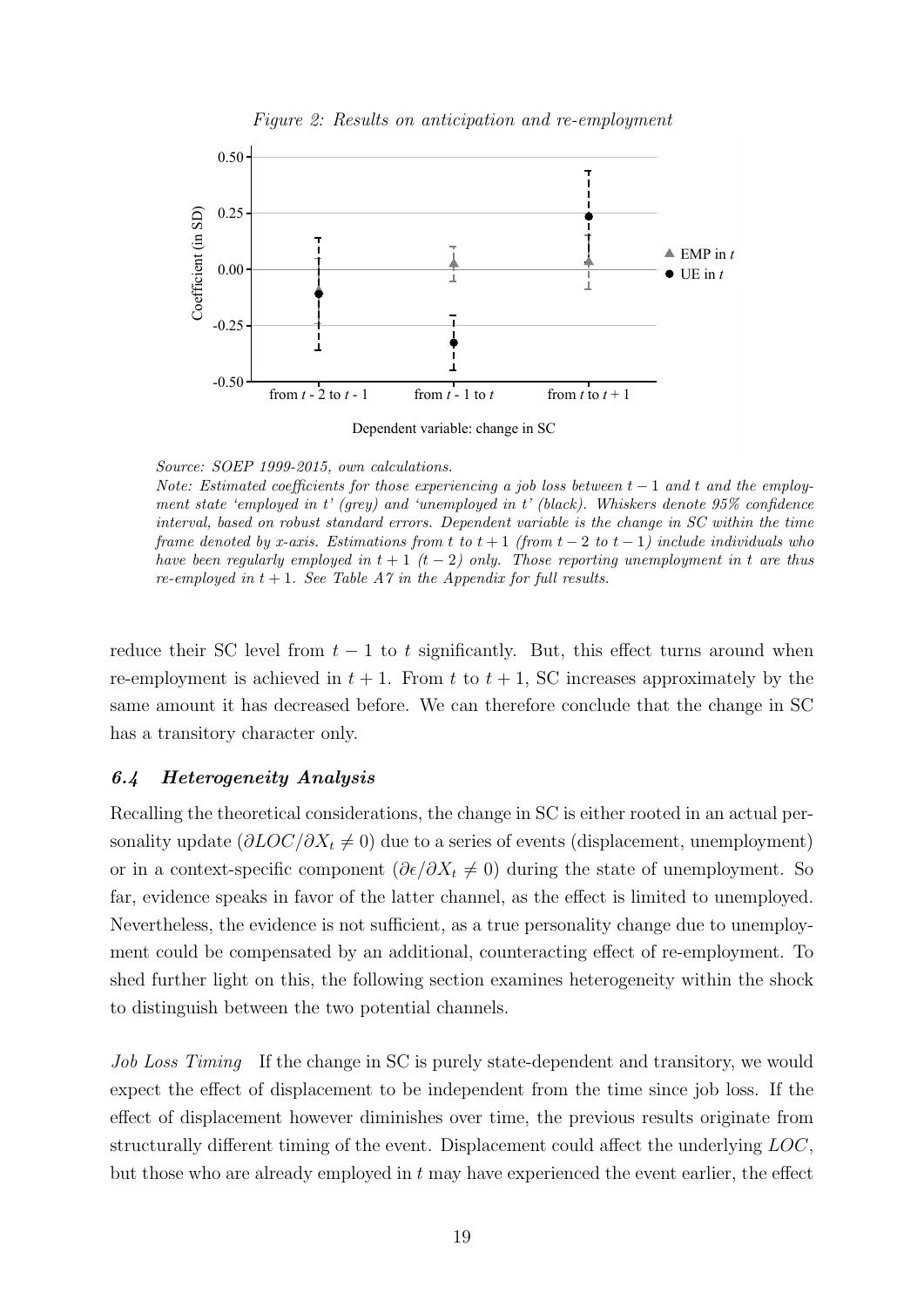*Figure 2: Results on anticipation and re-employment*

*Source: SOEP 1999-2015, own calculations.*

*Note: Estimated coefficients for those experiencing a job loss between $t-1$ and $t$ and the employment state 'employed in t' (grey) and 'unemployed in t' (black). Whiskers denote 95% confidence interval, based on robust standard errors. Dependent variable is the change in SC within the time frame denoted by x-axis. Estimations from $t$ to $t+1$ (from $t-2$ to $t-1$) include individuals who have been regularly employed in $t+1$ ($t-2$) only. Those reporting unemployment in $t$ are thus re-employed in $t+1$. See Table A7 in the Appendix for full results.*

reduce their SC level from $t-1$ to $t$ significantly. But, this effect turns around when re-employment is achieved in $t+1$. From $t$ to $t+1$, SC increases approximately by the same amount it has decreased before. We can therefore conclude that the change in SC has a transitory character only.

### *6.4 Heterogeneity Analysis*

Recalling the theoretical considerations, the change in SC is either rooted in an actual personality update ($\partial LOC/\partial X_t \neq 0$) due to a series of events (displacement, unemployment) or in a context-specific component ($\partial \epsilon/\partial X_t \neq 0$) during the state of unemployment. So far, evidence speaks in favor of the latter channel, as the effect is limited to unemployed. Nevertheless, the evidence is not sufficient, as a true personality change due to unemployment could be compensated by an additional, counteracting effect of re-employment. To shed further light on this, the following section examines heterogeneity within the shock to distinguish between the two potential channels.

*Job Loss Timing* If the change in SC is purely state-dependent and transitory, we would expect the effect of displacement to be independent from the time since job loss. If the effect of displacement however diminishes over time, the previous results originate from structurally different timing of the event. Displacement could affect the underlying $LOC$, but those who are already employed in $t$ may have experienced the event earlier, the effect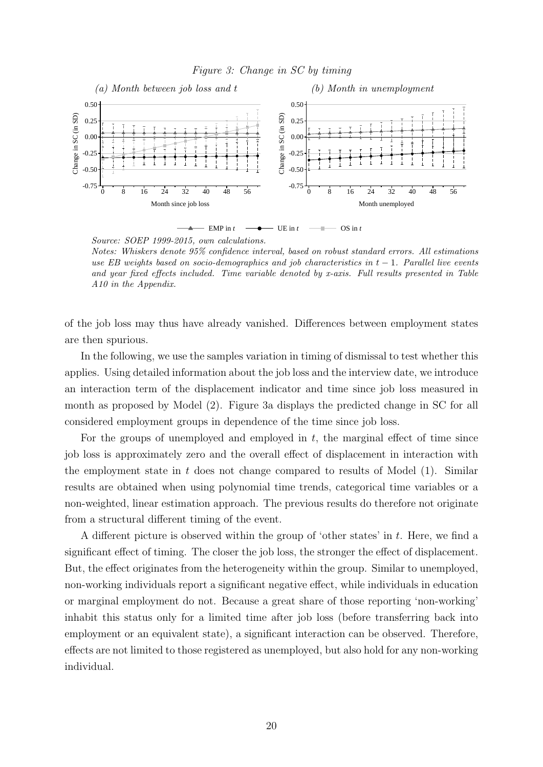*Figure 3: Change in SC by timing*

*(a) Month between job loss and t* *(b) Month in unemployment*

*Source: SOEP 1999-2015, own calculations.*
*Notes: Whiskers denote 95% confidence interval, based on robust standard errors. All estimations use EB weights based on socio-demographics and job characteristics in $t-1$. Parallel live events and year fixed effects included. Time variable denoted by x-axis. Full results presented in Table A10 in the Appendix.*

of the job loss may thus have already vanished. Differences between employment states are then spurious.

In the following, we use the samples variation in timing of dismissal to test whether this applies. Using detailed information about the job loss and the interview date, we introduce an interaction term of the displacement indicator and time since job loss measured in month as proposed by Model (2). Figure 3a displays the predicted change in SC for all considered employment groups in dependence of the time since job loss.

For the groups of unemployed and employed in $t$, the marginal effect of time since job loss is approximately zero and the overall effect of displacement in interaction with the employment state in $t$ does not change compared to results of Model (1). Similar results are obtained when using polynomial time trends, categorical time variables or a non-weighted, linear estimation approach. The previous results do therefore not originate from a structural different timing of the event.

A different picture is observed within the group of 'other states' in $t$. Here, we find a significant effect of timing. The closer the job loss, the stronger the effect of displacement. But, the effect originates from the heterogeneity within the group. Similar to unemployed, non-working individuals report a significant negative effect, while individuals in education or marginal employment do not. Because a great share of those reporting 'non-working' inhabit this status only for a limited time after job loss (before transferring back into employment or an equivalent state), a significant interaction can be observed. Therefore, effects are not limited to those registered as unemployed, but also hold for any non-working individual.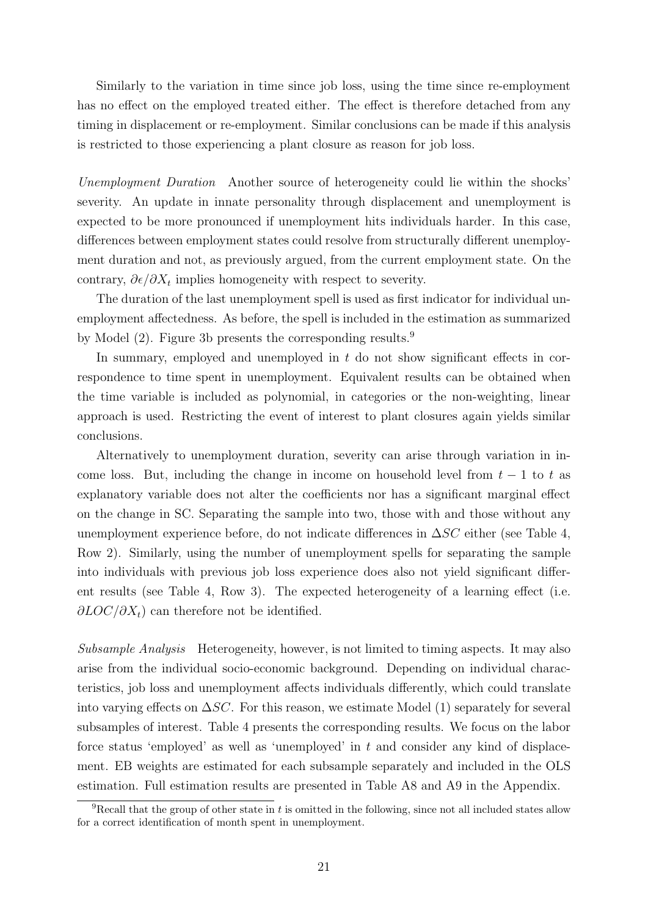Similarly to the variation in time since job loss, using the time since re-employment has no effect on the employed treated either. The effect is therefore detached from any timing in displacement or re-employment. Similar conclusions can be made if this analysis is restricted to those experiencing a plant closure as reason for job loss.

*Unemployment Duration* Another source of heterogeneity could lie within the shocks' severity. An update in innate personality through displacement and unemployment is expected to be more pronounced if unemployment hits individuals harder. In this case, differences between employment states could resolve from structurally different unemployment duration and not, as previously argued, from the current employment state. On the contrary, $\partial\epsilon/\partial X_t$ implies homogeneity with respect to severity.

The duration of the last unemployment spell is used as first indicator for individual unemployment affectedness. As before, the spell is included in the estimation as summarized by Model (2). Figure 3b presents the corresponding results.[9]

In summary, employed and unemployed in $t$ do not show significant effects in correspondence to time spent in unemployment. Equivalent results can be obtained when the time variable is included as polynomial, in categories or the non-weighting, linear approach is used. Restricting the event of interest to plant closures again yields similar conclusions.

Alternatively to unemployment duration, severity can arise through variation in income loss. But, including the change in income on household level from $t-1$ to $t$ as explanatory variable does not alter the coefficients nor has a significant marginal effect on the change in SC. Separating the sample into two, those with and those without any unemployment experience before, do not indicate differences in $\Delta SC$ either (see Table 4, Row 2). Similarly, using the number of unemployment spells for separating the sample into individuals with previous job loss experience does also not yield significant different results (see Table 4, Row 3). The expected heterogeneity of a learning effect (i.e. $\partial LOC/\partial X_t$) can therefore not be identified.

*Subsample Analysis* Heterogeneity, however, is not limited to timing aspects. It may also arise from the individual socio-economic background. Depending on individual characteristics, job loss and unemployment affects individuals differently, which could translate into varying effects on $\Delta SC$. For this reason, we estimate Model (1) separately for several subsamples of interest. Table 4 presents the corresponding results. We focus on the labor force status 'employed' as well as 'unemployed' in $t$ and consider any kind of displacement. EB weights are estimated for each subsample separately and included in the OLS estimation. Full estimation results are presented in Table A8 and A9 in the Appendix.

[9] Recall that the group of other state in $t$ is omitted in the following, since not all included states allow for a correct identification of month spent in unemployment.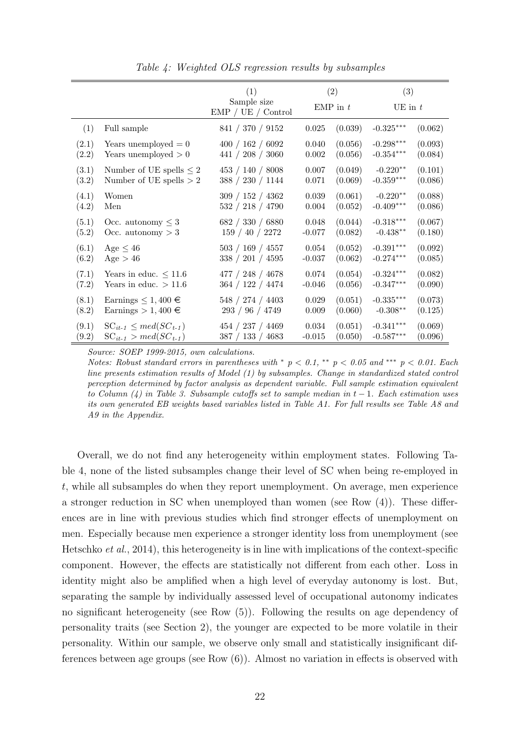*Table 4: Weighted OLS regression results by subsamples*

| | | (1) | (2) | | (3) | |
|---|---|---|---|---|---|---|
| | | Sample size EMP / UE / Control | EMP in $t$ | | UE in $t$ | |
| (1) | Full sample | 841 / 370 / 9152 | 0.025 | (0.039) | -0.325*** | (0.062) |
| (2.1) | Years unemployed $= 0$ | 400 / 162 / 6092 | 0.040 | (0.056) | -0.298*** | (0.093) |
| (2.2) | Years unemployed $> 0$ | 441 / 208 / 3060 | 0.002 | (0.056) | -0.354*** | (0.084) |
| (3.1) | Number of UE spells $\leq 2$ | 453 / 140 / 8008 | 0.007 | (0.049) | -0.220** | (0.101) |
| (3.2) | Number of UE spells $> 2$ | 388 / 230 / 1144 | 0.071 | (0.069) | -0.359*** | (0.086) |
| (4.1) | Women | 309 / 152 / 4362 | 0.039 | (0.061) | -0.220** | (0.088) |
| (4.2) | Men | 532 / 218 / 4790 | 0.004 | (0.052) | -0.409*** | (0.086) |
| (5.1) | Occ. autonomy $\leq 3$ | 682 / 330 / 6880 | 0.048 | (0.044) | -0.318*** | (0.067) |
| (5.2) | Occ. autonomy $> 3$ | 159 / 40 / 2272 | -0.077 | (0.082) | -0.438** | (0.180) |
| (6.1) | Age $\leq 46$ | 503 / 169 / 4557 | 0.054 | (0.052) | -0.391*** | (0.092) |
| (6.2) | Age $> 46$ | 338 / 201 / 4595 | -0.037 | (0.062) | -0.274*** | (0.085) |
| (7.1) | Years in educ. $\leq 11.6$ | 477 / 248 / 4678 | 0.074 | (0.054) | -0.324*** | (0.082) |
| (7.2) | Years in educ. $> 11.6$ | 364 / 122 / 4474 | -0.046 | (0.056) | -0.347*** | (0.090) |
| (8.1) | Earnings $\leq 1,400$ € | 548 / 274 / 4403 | 0.029 | (0.051) | -0.335*** | (0.073) |
| (8.2) | Earnings $> 1,400$ € | 293 / 96 / 4749 | 0.009 | (0.060) | -0.308** | (0.125) |
| (9.1) | $SC_{it-1} \leq med(SC_{t-1})$ | 454 / 237 / 4469 | 0.034 | (0.051) | -0.341*** | (0.069) |
| (9.2) | $SC_{it-1} > med(SC_{t-1})$ | 387 / 133 / 4683 | -0.015 | (0.050) | -0.587*** | (0.096) |

*Source: SOEP 1999-2015, own calculations.*
*Notes: Robust standard errors in parentheses with * $p < 0.1$, ** $p < 0.05$ and *** $p < 0.01$. Each line presents estimation results of Model (1) by subsamples. Change in standardized stated control perception determined by factor analysis as dependent variable. Full sample estimation equivalent to Column (4) in Table 3. Subsample cutoffs set to sample median in $t-1$. Each estimation uses its own generated EB weights based variables listed in Table A1. For full results see Table A8 and A9 in the Appendix.*

Overall, we do not find any heterogeneity within employment states. Following Table 4, none of the listed subsamples change their level of SC when being re-employed in $t$, while all subsamples do when they report unemployment. On average, men experience a stronger reduction in SC when unemployed than women (see Row (4)). These differences are in line with previous studies which find stronger effects of unemployment on men. Especially because men experience a stronger identity loss from unemployment (see Hetschko *et al.*, 2014), this heterogeneity is in line with implications of the context-specific component. However, the effects are statistically not different from each other. Loss in identity might also be amplified when a high level of everyday autonomy is lost. But, separating the sample by individually assessed level of occupational autonomy indicates no significant heterogeneity (see Row (5)). Following the results on age dependency of personality traits (see Section 2), the younger are expected to be more volatile in their personality. Within our sample, we observe only small and statistically insignificant differences between age groups (see Row (6)). Almost no variation in effects is observed with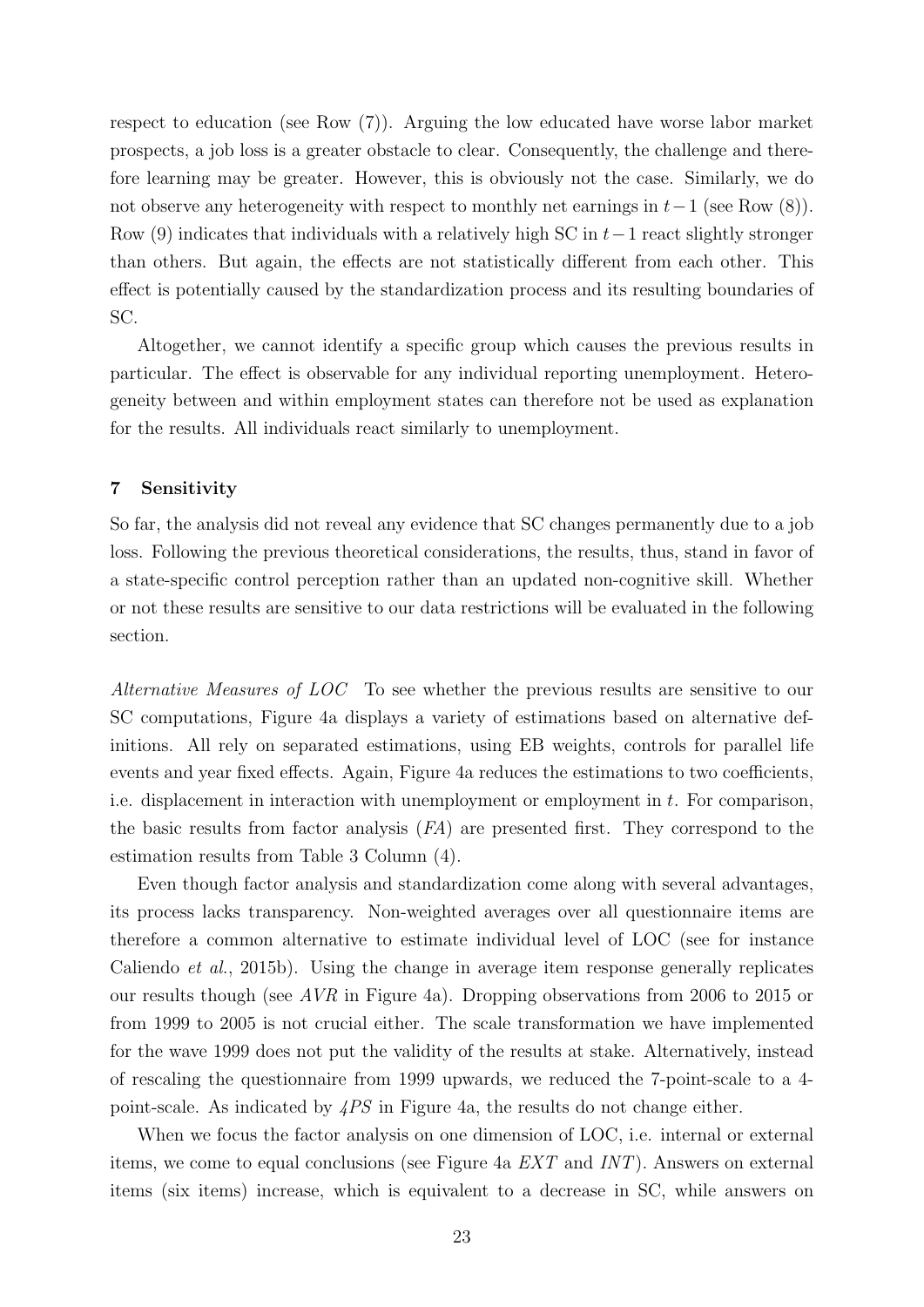respect to education (see Row (7)). Arguing the low educated have worse labor market prospects, a job loss is a greater obstacle to clear. Consequently, the challenge and therefore learning may be greater. However, this is obviously not the case. Similarly, we do not observe any heterogeneity with respect to monthly net earnings in $t-1$ (see Row (8)). Row (9) indicates that individuals with a relatively high SC in $t-1$ react slightly stronger than others. But again, the effects are not statistically different from each other. This effect is potentially caused by the standardization process and its resulting boundaries of SC.

Altogether, we cannot identify a specific group which causes the previous results in particular. The effect is observable for any individual reporting unemployment. Heterogeneity between and within employment states can therefore not be used as explanation for the results. All individuals react similarly to unemployment.

## 7 Sensitivity

So far, the analysis did not reveal any evidence that SC changes permanently due to a job loss. Following the previous theoretical considerations, the results, thus, stand in favor of a state-specific control perception rather than an updated non-cognitive skill. Whether or not these results are sensitive to our data restrictions will be evaluated in the following section.

*Alternative Measures of LOC* To see whether the previous results are sensitive to our SC computations, Figure 4a displays a variety of estimations based on alternative definitions. All rely on separated estimations, using EB weights, controls for parallel life events and year fixed effects. Again, Figure 4a reduces the estimations to two coefficients, i.e. displacement in interaction with unemployment or employment in $t$. For comparison, the basic results from factor analysis (*FA*) are presented first. They correspond to the estimation results from Table 3 Column (4).

Even though factor analysis and standardization come along with several advantages, its process lacks transparency. Non-weighted averages over all questionnaire items are therefore a common alternative to estimate individual level of LOC (see for instance Caliendo *et al.*, 2015b). Using the change in average item response generally replicates our results though (see *AVR* in Figure 4a). Dropping observations from 2006 to 2015 or from 1999 to 2005 is not crucial either. The scale transformation we have implemented for the wave 1999 does not put the validity of the results at stake. Alternatively, instead of rescaling the questionnaire from 1999 upwards, we reduced the 7-point-scale to a 4-point-scale. As indicated by *4PS* in Figure 4a, the results do not change either.

When we focus the factor analysis on one dimension of LOC, i.e. internal or external items, we come to equal conclusions (see Figure 4a *EXT* and *INT*). Answers on external items (six items) increase, which is equivalent to a decrease in SC, while answers on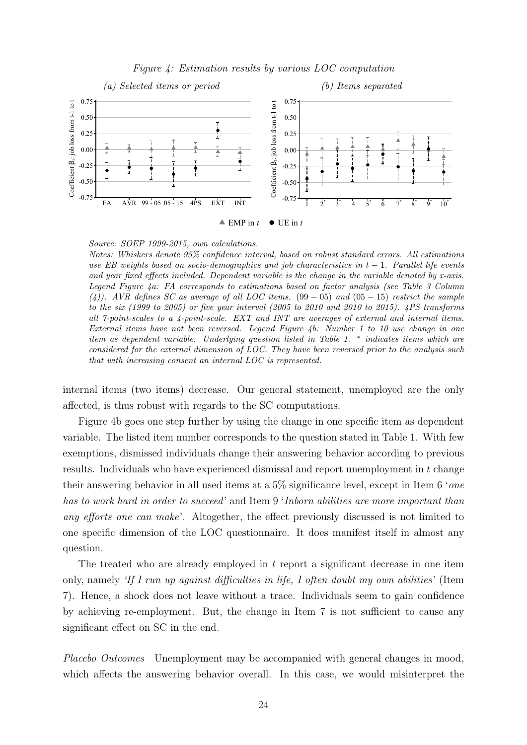*Figure 4: Estimation results by various LOC computation*

*(a) Selected items or period*

*(b) Items separated*

*Source: SOEP 1999-2015, own calculations.*

*Notes: Whiskers denote 95% confidence interval, based on robust standard errors. All estimations use EB weights based on socio-demographics and job characteristics in $t-1$. Parallel life events and year fixed effects included. Dependent variable is the change in the variable denoted by x-axis. Legend Figure 4a: FA corresponds to estimations based on factor analysis (see Table 3 Column (4)). AVR defines SC as average of all LOC items. $(99-05)$ and $(05-15)$ restrict the sample to the six (1999 to 2005) or five year interval (2005 to 2010 and 2010 to 2015). 4PS transforms all 7-point-scales to a 4-point-scale. EXT and INT are averages of external and internal items. External items have not been reversed. Legend Figure 4b: Number 1 to 10 use change in one item as dependent variable. Underlying question listed in Table 1. \* indicates items which are considered for the external dimension of LOC. They have been reversed prior to the analysis such that with increasing consent an internal LOC is represented.*

internal items (two items) decrease. Our general statement, unemployed are the only affected, is thus robust with regards to the SC computations.

Figure 4b goes one step further by using the change in one specific item as dependent variable. The listed item number corresponds to the question stated in Table 1. With few exemptions, dismissed individuals change their answering behavior according to previous results. Individuals who have experienced dismissal and report unemployment in $t$ change their answering behavior in all used items at a 5% significance level, except in Item 6 '*one has to work hard in order to succeed*' and Item 9 '*Inborn abilities are more important than any efforts one can make*'. Altogether, the effect previously discussed is not limited to one specific dimension of the LOC questionnaire. It does manifest itself in almost any question.

The treated who are already employed in $t$ report a significant decrease in one item only, namely *'If I run up against difficulties in life, I often doubt my own abilities*' (Item 7). Hence, a shock does not leave without a trace. Individuals seem to gain confidence by achieving re-employment. But, the change in Item 7 is not sufficient to cause any significant effect on SC in the end.

*Placebo Outcomes* Unemployment may be accompanied with general changes in mood, which affects the answering behavior overall. In this case, we would misinterpret the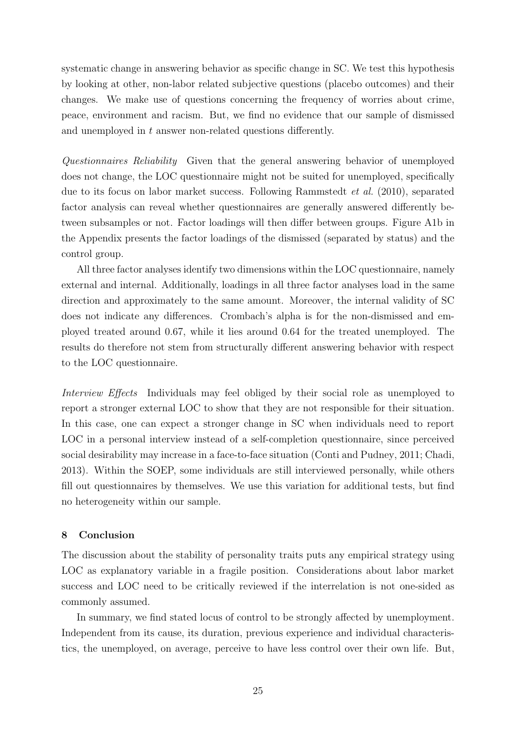systematic change in answering behavior as specific change in SC. We test this hypothesis by looking at other, non-labor related subjective questions (placebo outcomes) and their changes. We make use of questions concerning the frequency of worries about crime, peace, environment and racism. But, we find no evidence that our sample of dismissed and unemployed in $t$ answer non-related questions differently.

*Questionnaires Reliability* Given that the general answering behavior of unemployed does not change, the LOC questionnaire might not be suited for unemployed, specifically due to its focus on labor market success. Following Rammstedt *et al.* (2010), separated factor analysis can reveal whether questionnaires are generally answered differently between subsamples or not. Factor loadings will then differ between groups. Figure A1b in the Appendix presents the factor loadings of the dismissed (separated by status) and the control group.

All three factor analyses identify two dimensions within the LOC questionnaire, namely external and internal. Additionally, loadings in all three factor analyses load in the same direction and approximately to the same amount. Moreover, the internal validity of SC does not indicate any differences. Crombach's alpha is for the non-dismissed and employed treated around 0.67, while it lies around 0.64 for the treated unemployed. The results do therefore not stem from structurally different answering behavior with respect to the LOC questionnaire.

*Interview Effects* Individuals may feel obliged by their social role as unemployed to report a stronger external LOC to show that they are not responsible for their situation. In this case, one can expect a stronger change in SC when individuals need to report LOC in a personal interview instead of a self-completion questionnaire, since perceived social desirability may increase in a face-to-face situation (Conti and Pudney, 2011; Chadi, 2013). Within the SOEP, some individuals are still interviewed personally, while others fill out questionnaires by themselves. We use this variation for additional tests, but find no heterogeneity within our sample.

## 8 Conclusion

The discussion about the stability of personality traits puts any empirical strategy using LOC as explanatory variable in a fragile position. Considerations about labor market success and LOC need to be critically reviewed if the interrelation is not one-sided as commonly assumed.

In summary, we find stated locus of control to be strongly affected by unemployment. Independent from its cause, its duration, previous experience and individual characteristics, the unemployed, on average, perceive to have less control over their own life. But,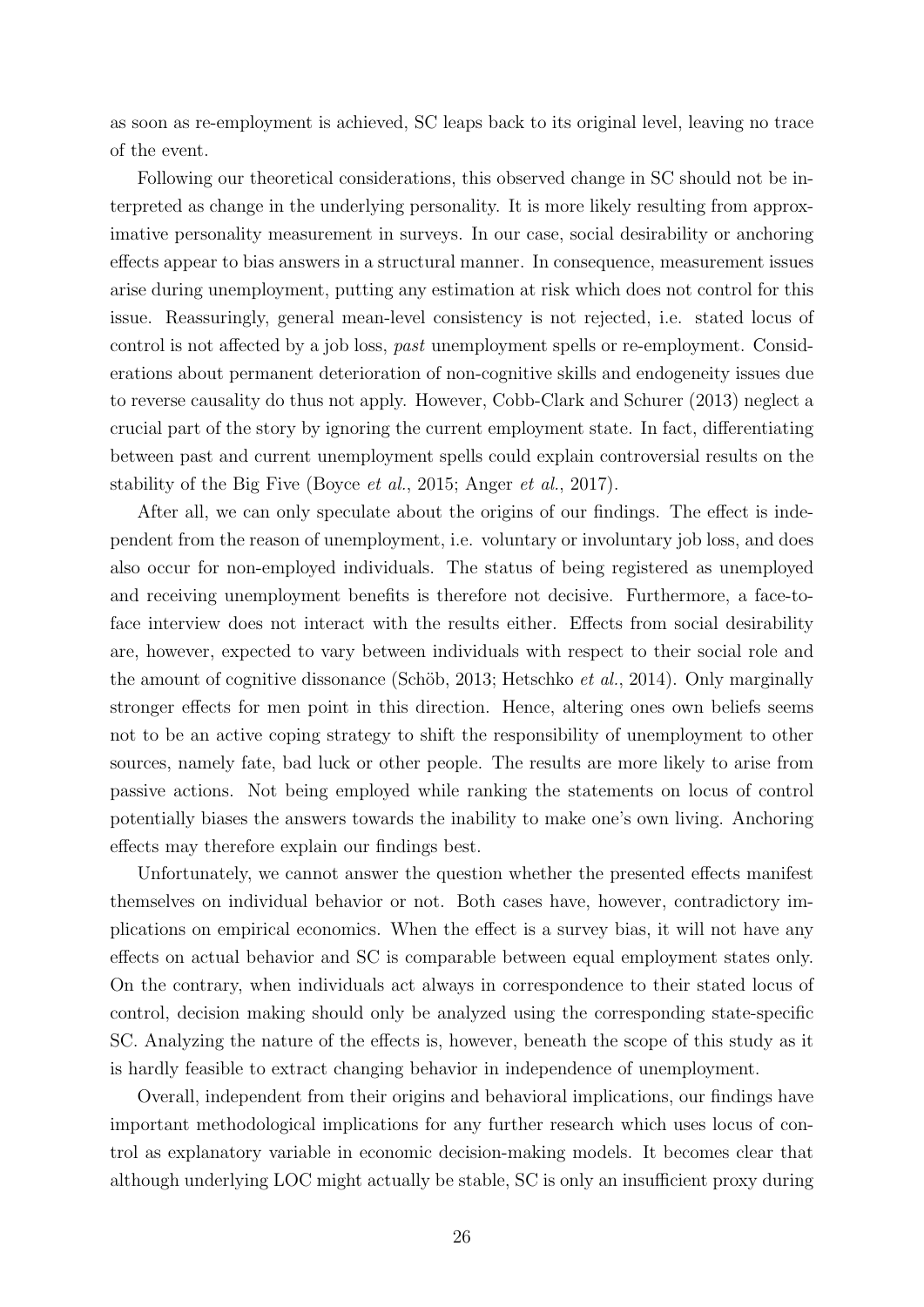as soon as re-employment is achieved, SC leaps back to its original level, leaving no trace of the event.

Following our theoretical considerations, this observed change in SC should not be interpreted as change in the underlying personality. It is more likely resulting from approximative personality measurement in surveys. In our case, social desirability or anchoring effects appear to bias answers in a structural manner. In consequence, measurement issues arise during unemployment, putting any estimation at risk which does not control for this issue. Reassuringly, general mean-level consistency is not rejected, i.e. stated locus of control is not affected by a job loss, *past* unemployment spells or re-employment. Considerations about permanent deterioration of non-cognitive skills and endogeneity issues due to reverse causality do thus not apply. However, Cobb-Clark and Schurer (2013) neglect a crucial part of the story by ignoring the current employment state. In fact, differentiating between past and current unemployment spells could explain controversial results on the stability of the Big Five (Boyce *et al.*, 2015; Anger *et al.*, 2017).

After all, we can only speculate about the origins of our findings. The effect is independent from the reason of unemployment, i.e. voluntary or involuntary job loss, and does also occur for non-employed individuals. The status of being registered as unemployed and receiving unemployment benefits is therefore not decisive. Furthermore, a face-to-face interview does not interact with the results either. Effects from social desirability are, however, expected to vary between individuals with respect to their social role and the amount of cognitive dissonance (Schöb, 2013; Hetschko *et al.*, 2014). Only marginally stronger effects for men point in this direction. Hence, altering ones own beliefs seems not to be an active coping strategy to shift the responsibility of unemployment to other sources, namely fate, bad luck or other people. The results are more likely to arise from passive actions. Not being employed while ranking the statements on locus of control potentially biases the answers towards the inability to make one's own living. Anchoring effects may therefore explain our findings best.

Unfortunately, we cannot answer the question whether the presented effects manifest themselves on individual behavior or not. Both cases have, however, contradictory implications on empirical economics. When the effect is a survey bias, it will not have any effects on actual behavior and SC is comparable between equal employment states only. On the contrary, when individuals act always in correspondence to their stated locus of control, decision making should only be analyzed using the corresponding state-specific SC. Analyzing the nature of the effects is, however, beneath the scope of this study as it is hardly feasible to extract changing behavior in independence of unemployment.

Overall, independent from their origins and behavioral implications, our findings have important methodological implications for any further research which uses locus of control as explanatory variable in economic decision-making models. It becomes clear that although underlying LOC might actually be stable, SC is only an insufficient proxy during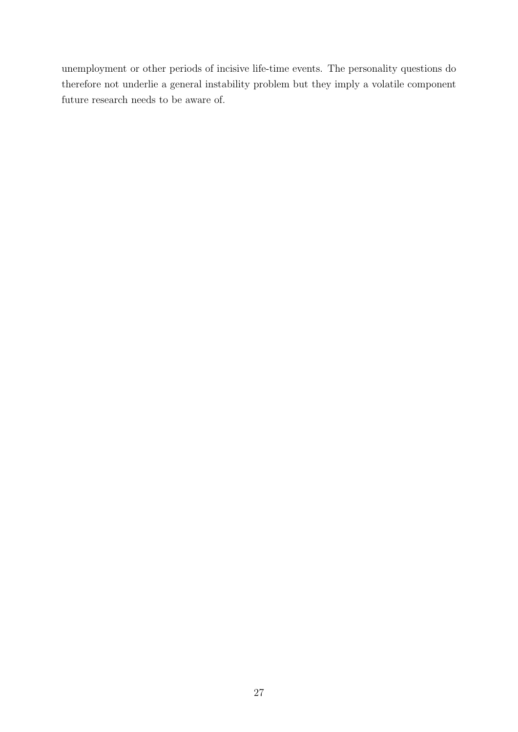unemployment or other periods of incisive life-time events. The personality questions do therefore not underlie a general instability problem but they imply a volatile component future research needs to be aware of.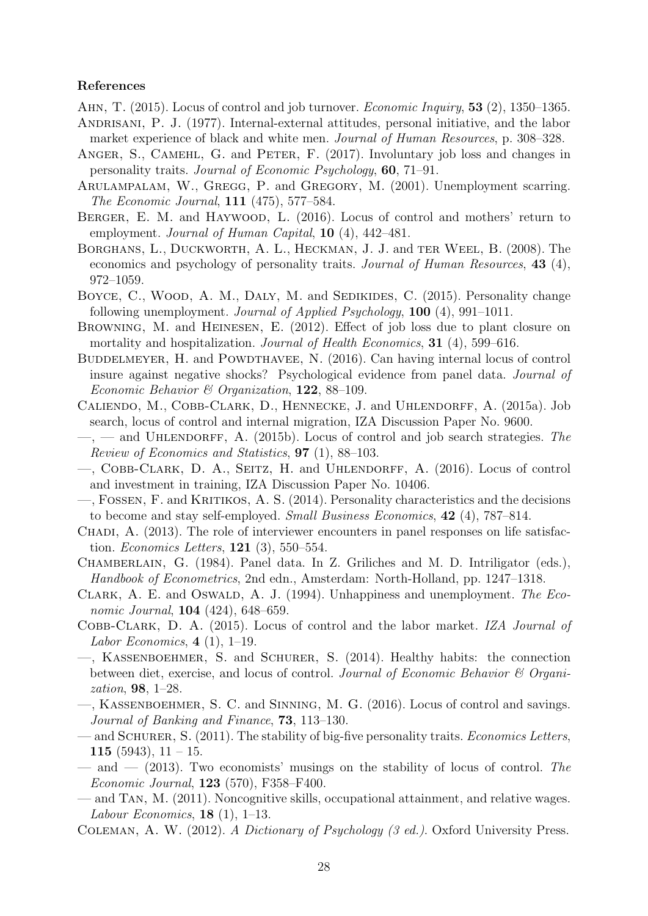### References

Ahn, T. (2015). Locus of control and job turnover. *Economic Inquiry*, **53** (2), 1350–1365.

Andrisani, P. J. (1977). Internal-external attitudes, personal initiative, and the labor market experience of black and white men. *Journal of Human Resources*, p. 308–328.

Anger, S., Camehl, G. and Peter, F. (2017). Involuntary job loss and changes in personality traits. *Journal of Economic Psychology*, **60**, 71–91.

Arulampalam, W., Gregg, P. and Gregory, M. (2001). Unemployment scarring. *The Economic Journal*, **111** (475), 577–584.

Berger, E. M. and Haywood, L. (2016). Locus of control and mothers' return to employment. *Journal of Human Capital*, **10** (4), 442–481.

Borghans, L., Duckworth, A. L., Heckman, J. J. and ter Weel, B. (2008). The economics and psychology of personality traits. *Journal of Human Resources*, **43** (4), 972–1059.

Boyce, C., Wood, A. M., Daly, M. and Sedikides, C. (2015). Personality change following unemployment. *Journal of Applied Psychology*, **100** (4), 991–1011.

Browning, M. and Heinesen, E. (2012). Effect of job loss due to plant closure on mortality and hospitalization. *Journal of Health Economics*, **31** (4), 599–616.

Buddelmeyer, H. and Powdthavee, N. (2016). Can having internal locus of control insure against negative shocks? Psychological evidence from panel data. *Journal of Economic Behavior & Organization*, **122**, 88–109.

Caliendo, M., Cobb-Clark, D., Hennecke, J. and Uhlendorff, A. (2015a). Job search, locus of control and internal migration, IZA Discussion Paper No. 9600.

—, — and Uhlendorff, A. (2015b). Locus of control and job search strategies. *The Review of Economics and Statistics*, **97** (1), 88–103.

—, Cobb-Clark, D. A., Seitz, H. and Uhlendorff, A. (2016). Locus of control and investment in training, IZA Discussion Paper No. 10406.

—, Fossen, F. and Kritikos, A. S. (2014). Personality characteristics and the decisions to become and stay self-employed. *Small Business Economics*, **42** (4), 787–814.

Chadi, A. (2013). The role of interviewer encounters in panel responses on life satisfaction. *Economics Letters*, **121** (3), 550–554.

Chamberlain, G. (1984). Panel data. In Z. Griliches and M. D. Intriligator (eds.), *Handbook of Econometrics*, 2nd edn., Amsterdam: North-Holland, pp. 1247–1318.

Clark, A. E. and Oswald, A. J. (1994). Unhappiness and unemployment. *The Economic Journal*, **104** (424), 648–659.

Cobb-Clark, D. A. (2015). Locus of control and the labor market. *IZA Journal of Labor Economics*, **4** (1), 1–19.

—, Kassenboehmer, S. and Schurer, S. (2014). Healthy habits: the connection between diet, exercise, and locus of control. *Journal of Economic Behavior & Organization*, **98**, 1–28.

—, Kassenboehmer, S. C. and Sinning, M. G. (2016). Locus of control and savings. *Journal of Banking and Finance*, **73**, 113–130.

— and Schurer, S. (2011). The stability of big-five personality traits. *Economics Letters*, **115** (5943), 11 – 15.

— and — (2013). Two economists' musings on the stability of locus of control. *The Economic Journal*, **123** (570), F358–F400.

— and Tan, M. (2011). Noncognitive skills, occupational attainment, and relative wages. *Labour Economics*, **18** (1), 1–13.

Coleman, A. W. (2012). *A Dictionary of Psychology (3 ed.)*. Oxford University Press.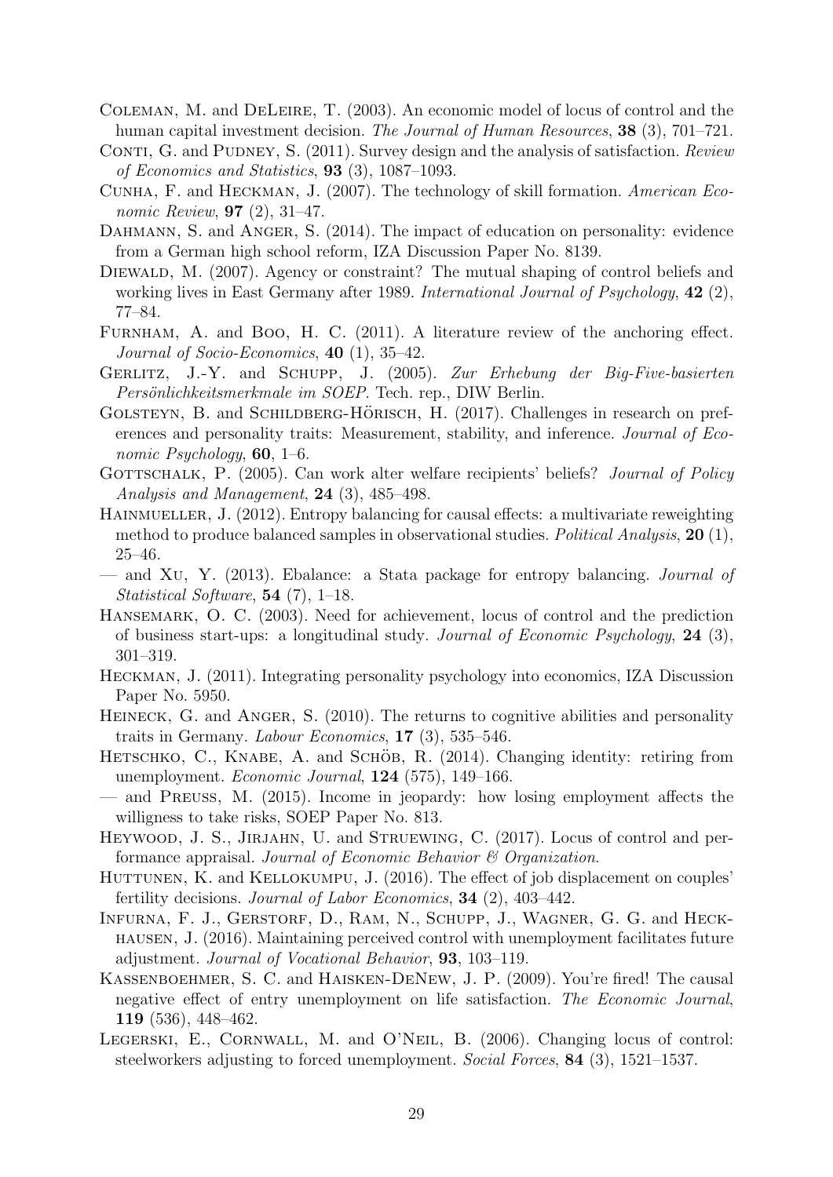Coleman, M. and DeLeire, T. (2003). An economic model of locus of control and the human capital investment decision. *The Journal of Human Resources*, **38** (3), 701–721.

Conti, G. and Pudney, S. (2011). Survey design and the analysis of satisfaction. *Review of Economics and Statistics*, **93** (3), 1087–1093.

Cunha, F. and Heckman, J. (2007). The technology of skill formation. *American Economic Review*, **97** (2), 31–47.

Dahmann, S. and Anger, S. (2014). The impact of education on personality: evidence from a German high school reform, IZA Discussion Paper No. 8139.

Diewald, M. (2007). Agency or constraint? The mutual shaping of control beliefs and working lives in East Germany after 1989. *International Journal of Psychology*, **42** (2), 77–84.

Furnham, A. and Boo, H. C. (2011). A literature review of the anchoring effect. *Journal of Socio-Economics*, **40** (1), 35–42.

Gerlitz, J.-Y. and Schupp, J. (2005). *Zur Erhebung der Big-Five-basierten Persönlichkeitsmerkmale im SOEP*. Tech. rep., DIW Berlin.

Golsteyn, B. and Schildberg-Hörisch, H. (2017). Challenges in research on preferences and personality traits: Measurement, stability, and inference. *Journal of Economic Psychology*, **60**, 1–6.

Gottschalk, P. (2005). Can work alter welfare recipients' beliefs? *Journal of Policy Analysis and Management*, **24** (3), 485–498.

Hainmueller, J. (2012). Entropy balancing for causal effects: a multivariate reweighting method to produce balanced samples in observational studies. *Political Analysis*, **20** (1), 25–46.

— and Xu, Y. (2013). Ebalance: a Stata package for entropy balancing. *Journal of Statistical Software*, **54** (7), 1–18.

Hansemark, O. C. (2003). Need for achievement, locus of control and the prediction of business start-ups: a longitudinal study. *Journal of Economic Psychology*, **24** (3), 301–319.

Heckman, J. (2011). Integrating personality psychology into economics, IZA Discussion Paper No. 5950.

Heineck, G. and Anger, S. (2010). The returns to cognitive abilities and personality traits in Germany. *Labour Economics*, **17** (3), 535–546.

Hetschko, C., Knabe, A. and Schöb, R. (2014). Changing identity: retiring from unemployment. *Economic Journal*, **124** (575), 149–166.

— and Preuss, M. (2015). Income in jeopardy: how losing employment affects the willigness to take risks, SOEP Paper No. 813.

Heywood, J. S., Jirjahn, U. and Struewing, C. (2017). Locus of control and performance appraisal. *Journal of Economic Behavior & Organization*.

Huttunen, K. and Kellokumpu, J. (2016). The effect of job displacement on couples' fertility decisions. *Journal of Labor Economics*, **34** (2), 403–442.

Infurna, F. J., Gerstorf, D., Ram, N., Schupp, J., Wagner, G. G. and Heckhausen, J. (2016). Maintaining perceived control with unemployment facilitates future adjustment. *Journal of Vocational Behavior*, **93**, 103–119.

Kassenboehmer, S. C. and Haisken-DeNew, J. P. (2009). You're fired! The causal negative effect of entry unemployment on life satisfaction. *The Economic Journal*, **119** (536), 448–462.

Legerski, E., Cornwall, M. and O'Neil, B. (2006). Changing locus of control: steelworkers adjusting to forced unemployment. *Social Forces*, **84** (3), 1521–1537.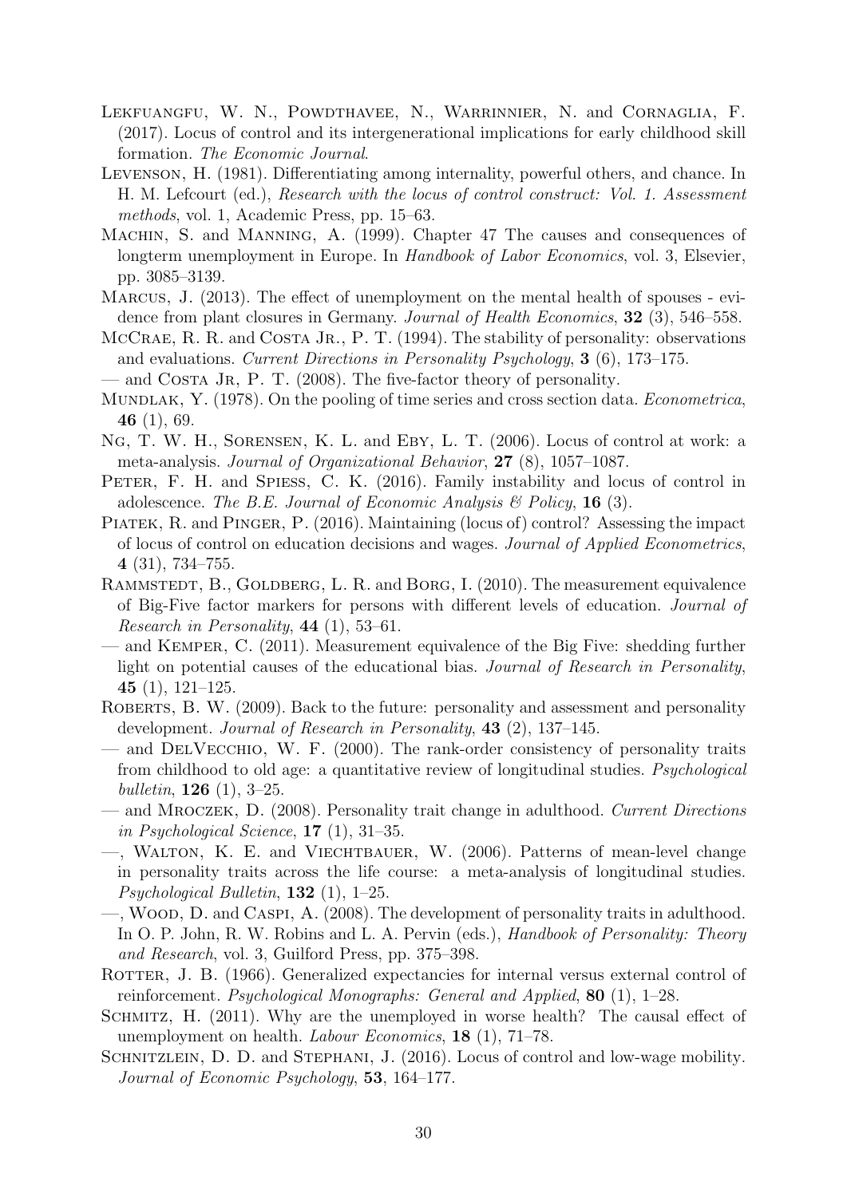Lekfuangfu, W. N., Powdthavee, N., Warrinnier, N. and Cornaglia, F. (2017). Locus of control and its intergenerational implications for early childhood skill formation. *The Economic Journal*.

Levenson, H. (1981). Differentiating among internality, powerful others, and chance. In H. M. Lefcourt (ed.), *Research with the locus of control construct: Vol. 1. Assessment methods*, vol. 1, Academic Press, pp. 15–63.

Machin, S. and Manning, A. (1999). Chapter 47 The causes and consequences of longterm unemployment in Europe. In *Handbook of Labor Economics*, vol. 3, Elsevier, pp. 3085–3139.

Marcus, J. (2013). The effect of unemployment on the mental health of spouses - evidence from plant closures in Germany. *Journal of Health Economics*, **32** (3), 546–558.

McCrae, R. R. and Costa Jr., P. T. (1994). The stability of personality: observations and evaluations. *Current Directions in Personality Psychology*, **3** (6), 173–175.

— and Costa Jr, P. T. (2008). The five-factor theory of personality.

Mundlak, Y. (1978). On the pooling of time series and cross section data. *Econometrica*, **46** (1), 69.

Ng, T. W. H., Sorensen, K. L. and Eby, L. T. (2006). Locus of control at work: a meta-analysis. *Journal of Organizational Behavior*, **27** (8), 1057–1087.

Peter, F. H. and Spiess, C. K. (2016). Family instability and locus of control in adolescence. *The B.E. Journal of Economic Analysis & Policy*, **16** (3).

Piatek, R. and Pinger, P. (2016). Maintaining (locus of) control? Assessing the impact of locus of control on education decisions and wages. *Journal of Applied Econometrics*, **4** (31), 734–755.

Rammstedt, B., Goldberg, L. R. and Borg, I. (2010). The measurement equivalence of Big-Five factor markers for persons with different levels of education. *Journal of Research in Personality*, **44** (1), 53–61.

— and Kemper, C. (2011). Measurement equivalence of the Big Five: shedding further light on potential causes of the educational bias. *Journal of Research in Personality*, **45** (1), 121–125.

Roberts, B. W. (2009). Back to the future: personality and assessment and personality development. *Journal of Research in Personality*, **43** (2), 137–145.

— and DelVecchio, W. F. (2000). The rank-order consistency of personality traits from childhood to old age: a quantitative review of longitudinal studies. *Psychological bulletin*, **126** (1), 3–25.

— and Mroczek, D. (2008). Personality trait change in adulthood. *Current Directions in Psychological Science*, **17** (1), 31–35.

—, Walton, K. E. and Viechtbauer, W. (2006). Patterns of mean-level change in personality traits across the life course: a meta-analysis of longitudinal studies. *Psychological Bulletin*, **132** (1), 1–25.

—, Wood, D. and Caspi, A. (2008). The development of personality traits in adulthood. In O. P. John, R. W. Robins and L. A. Pervin (eds.), *Handbook of Personality: Theory and Research*, vol. 3, Guilford Press, pp. 375–398.

Rotter, J. B. (1966). Generalized expectancies for internal versus external control of reinforcement. *Psychological Monographs: General and Applied*, **80** (1), 1–28.

Schmitz, H. (2011). Why are the unemployed in worse health? The causal effect of unemployment on health. *Labour Economics*, **18** (1), 71–78.

Schnitzlein, D. D. and Stephani, J. (2016). Locus of control and low-wage mobility. *Journal of Economic Psychology*, **53**, 164–177.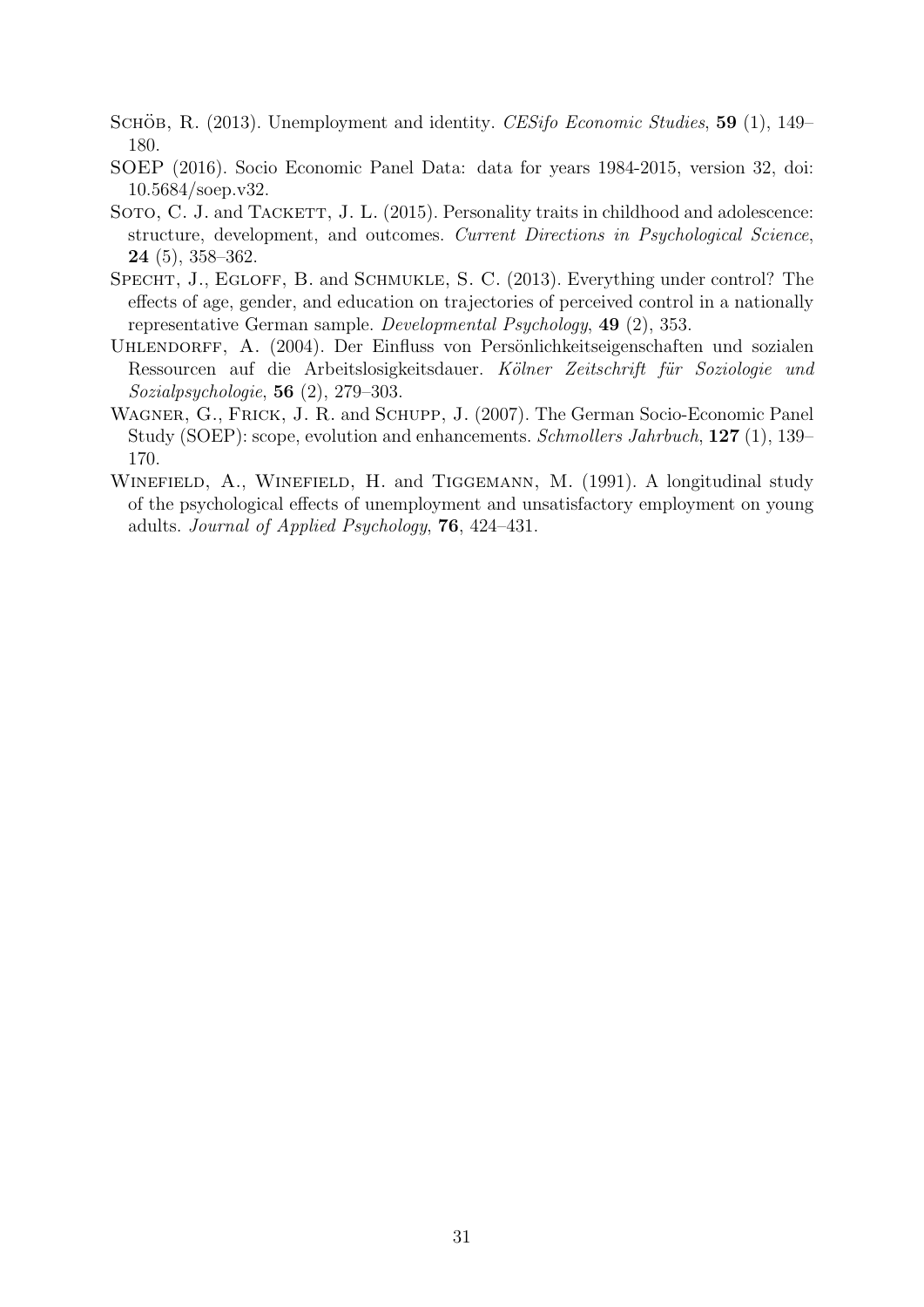Schöb, R. (2013). Unemployment and identity. *CESifo Economic Studies*, **59** (1), 149–180.

SOEP (2016). Socio Economic Panel Data: data for years 1984-2015, version 32, doi: 10.5684/soep.v32.

Soto, C. J. and Tackett, J. L. (2015). Personality traits in childhood and adolescence: structure, development, and outcomes. *Current Directions in Psychological Science*, **24** (5), 358–362.

Specht, J., Egloff, B. and Schmukle, S. C. (2013). Everything under control? The effects of age, gender, and education on trajectories of perceived control in a nationally representative German sample. *Developmental Psychology*, **49** (2), 353.

Uhlendorff, A. (2004). Der Einfluss von Persönlichkeitseigenschaften und sozialen Ressourcen auf die Arbeitslosigkeitsdauer. *Kölner Zeitschrift für Soziologie und Sozialpsychologie*, **56** (2), 279–303.

Wagner, G., Frick, J. R. and Schupp, J. (2007). The German Socio-Economic Panel Study (SOEP): scope, evolution and enhancements. *Schmollers Jahrbuch*, **127** (1), 139–170.

Winefield, A., Winefield, H. and Tiggemann, M. (1991). A longitudinal study of the psychological effects of unemployment and unsatisfactory employment on young adults. *Journal of Applied Psychology*, **76**, 424–431.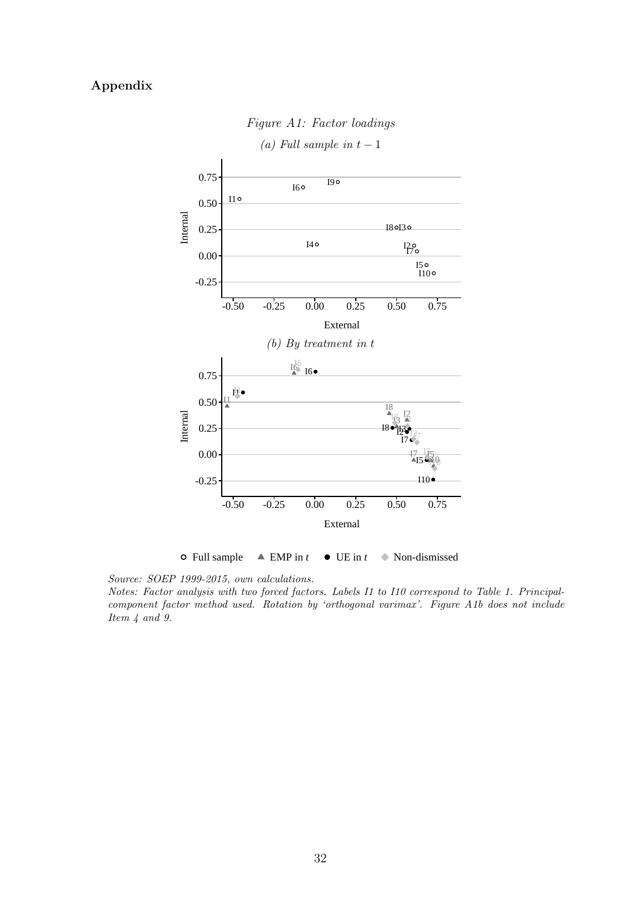# Appendix

*Figure A1: Factor loadings*

*(a) Full sample in $t-1$*

*(b) By treatment in $t$*

○ Full sample ▲ EMP in $t$ ● UE in $t$ ◆ Non-dismissed

*Source: SOEP 1999-2015, own calculations.*
*Notes: Factor analysis with two forced factors. Labels I1 to I10 correspond to Table 1. Principal-component factor method used. Rotation by 'orthogonal varimax'. Figure A1b does not include Item 4 and 9.*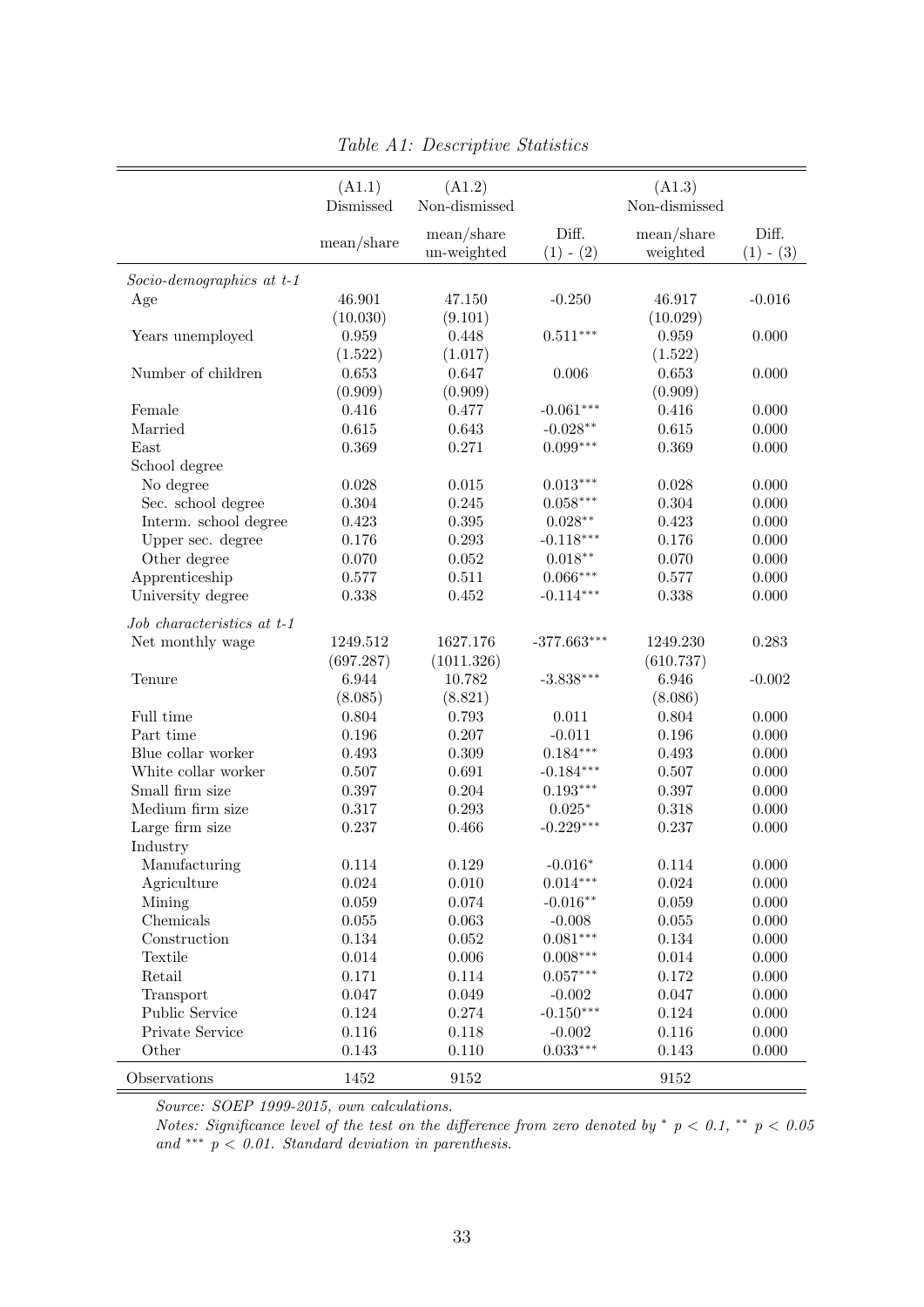*Table A1: Descriptive Statistics*

| | (A1.1) Dismissed | (A1.2) Non-dismissed | | (A1.3) Non-dismissed | |
|---|---|---|---|---|---|
| | mean/share | mean/share un-weighted | Diff. (1) - (2) | mean/share weighted | Diff. (1) - (3) |
| *Socio-demographics at t-1* | | | | | |
| Age | 46.901 | 47.150 | -0.250 | 46.917 | -0.016 |
| | (10.030) | (9.101) | | (10.029) | |
| Years unemployed | 0.959 | 0.448 | 0.511*** | 0.959 | 0.000 |
| | (1.522) | (1.017) | | (1.522) | |
| Number of children | 0.653 | 0.647 | 0.006 | 0.653 | 0.000 |
| | (0.909) | (0.909) | | (0.909) | |
| Female | 0.416 | 0.477 | -0.061*** | 0.416 | 0.000 |
| Married | 0.615 | 0.643 | -0.028** | 0.615 | 0.000 |
| East | 0.369 | 0.271 | 0.099*** | 0.369 | 0.000 |
| School degree | | | | | |
| No degree | 0.028 | 0.015 | 0.013*** | 0.028 | 0.000 |
| Sec. school degree | 0.304 | 0.245 | 0.058*** | 0.304 | 0.000 |
| Interm. school degree | 0.423 | 0.395 | 0.028** | 0.423 | 0.000 |
| Upper sec. degree | 0.176 | 0.293 | -0.118*** | 0.176 | 0.000 |
| Other degree | 0.070 | 0.052 | 0.018** | 0.070 | 0.000 |
| Apprenticeship | 0.577 | 0.511 | 0.066*** | 0.577 | 0.000 |
| University degree | 0.338 | 0.452 | -0.114*** | 0.338 | 0.000 |
| *Job characteristics at t-1* | | | | | |
| Net monthly wage | 1249.512 | 1627.176 | -377.663*** | 1249.230 | 0.283 |
| | (697.287) | (1011.326) | | (610.737) | |
| Tenure | 6.944 | 10.782 | -3.838*** | 6.946 | -0.002 |
| | (8.085) | (8.821) | | (8.086) | |
| Full time | 0.804 | 0.793 | 0.011 | 0.804 | 0.000 |
| Part time | 0.196 | 0.207 | -0.011 | 0.196 | 0.000 |
| Blue collar worker | 0.493 | 0.309 | 0.184*** | 0.493 | 0.000 |
| White collar worker | 0.507 | 0.691 | -0.184*** | 0.507 | 0.000 |
| Small firm size | 0.397 | 0.204 | 0.193*** | 0.397 | 0.000 |
| Medium firm size | 0.317 | 0.293 | 0.025* | 0.318 | 0.000 |
| Large firm size | 0.237 | 0.466 | -0.229*** | 0.237 | 0.000 |
| Industry | | | | | |
| Manufacturing | 0.114 | 0.129 | -0.016* | 0.114 | 0.000 |
| Agriculture | 0.024 | 0.010 | 0.014*** | 0.024 | 0.000 |
| Mining | 0.059 | 0.074 | -0.016** | 0.059 | 0.000 |
| Chemicals | 0.055 | 0.063 | -0.008 | 0.055 | 0.000 |
| Construction | 0.134 | 0.052 | 0.081*** | 0.134 | 0.000 |
| Textile | 0.014 | 0.006 | 0.008*** | 0.014 | 0.000 |
| Retail | 0.171 | 0.114 | 0.057*** | 0.172 | 0.000 |
| Transport | 0.047 | 0.049 | -0.002 | 0.047 | 0.000 |
| Public Service | 0.124 | 0.274 | -0.150*** | 0.124 | 0.000 |
| Private Service | 0.116 | 0.118 | -0.002 | 0.116 | 0.000 |
| Other | 0.143 | 0.110 | 0.033*** | 0.143 | 0.000 |
| Observations | 1452 | 9152 | | 9152 | |

*Source: SOEP 1999-2015, own calculations.*

*Notes: Significance level of the test on the difference from zero denoted by * $p < 0.1$, ** $p < 0.05$ and *** $p < 0.01$. Standard deviation in parenthesis.*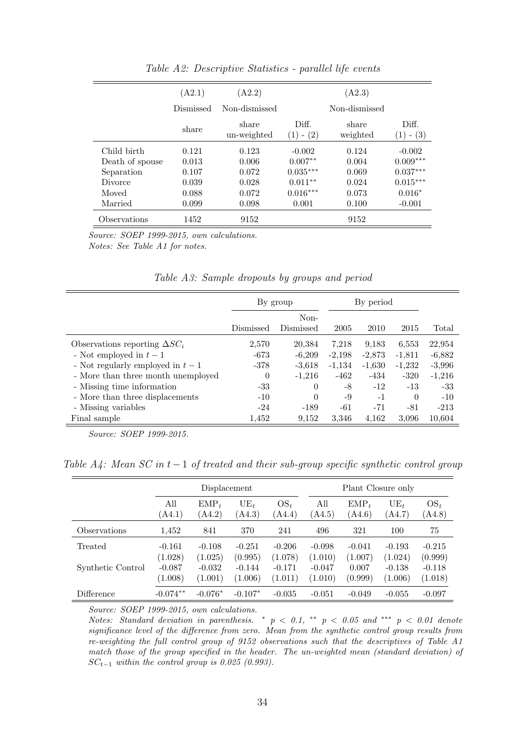*Table A2: Descriptive Statistics - parallel life events*

| | (A2.1) | (A2.2) | | (A2.3) | |
|---|---|---|---|---|---|
| | Dismissed | Non-dismissed | | Non-dismissed | |
| | share | share un-weighted | Diff. (1) - (2) | share weighted | Diff. (1) - (3) |
| Child birth | 0.121 | 0.123 | -0.002 | 0.124 | -0.002 |
| Death of spouse | 0.013 | 0.006 | $0.007^{**}$ | 0.004 | $0.009^{***}$ |
| Separation | 0.107 | 0.072 | $0.035^{***}$ | 0.069 | $0.037^{***}$ |
| Divorce | 0.039 | 0.028 | $0.011^{**}$ | 0.024 | $0.015^{***}$ |
| Moved | 0.088 | 0.072 | $0.016^{***}$ | 0.073 | $0.016^{*}$ |
| Married | 0.099 | 0.098 | 0.001 | 0.100 | -0.001 |
| Observations | 1452 | 9152 | | 9152 | |

*Source: SOEP 1999-2015, own calculations.*
*Notes: See Table A1 for notes.*

*Table A3: Sample dropouts by groups and period*

| | By group | | By period | | | |
|---|---|---|---|---|---|---|
| | Dismissed | Non-Dismissed | 2005 | 2010 | 2015 | Total |
| Observations reporting $\Delta SC_i$ | 2,570 | 20,384 | 7,218 | 9,183 | 6,553 | 22,954 |
| - Not employed in $t-1$ | -673 | -6,209 | -2,198 | -2,873 | -1,811 | -6,882 |
| - Not regularly employed in $t-1$ | -378 | -3,618 | -1,134 | -1,630 | -1,232 | -3,996 |
| - More than three month unemployed | 0 | -1,216 | -462 | -434 | -320 | -1,216 |
| - Missing time information | -33 | 0 | -8 | -12 | -13 | -33 |
| - More than three displacements | -10 | 0 | -9 | -1 | 0 | -10 |
| - Missing variables | -24 | -189 | -61 | -71 | -81 | -213 |
| Final sample | 1,452 | 9,152 | 3,346 | 4,162 | 3,096 | 10,604 |

*Source: SOEP 1999-2015.*

*Table A4: Mean SC in $t-1$ of treated and their sub-group specific synthetic control group*

| | Displacement | | | | Plant Closure only | | | |
|---|---|---|---|---|---|---|---|---|
| | All (A4.1) | $EMP_t$ (A4.2) | $UE_t$ (A4.3) | $OS_t$ (A4.4) | All (A4.5) | $EMP_t$ (A4.6) | $UE_t$ (A4.7) | $OS_t$ (A4.8) |
| Observations | 1,452 | 841 | 370 | 241 | 496 | 321 | 100 | 75 |
| Treated | -0.161 | -0.108 | -0.251 | -0.206 | -0.098 | -0.041 | -0.193 | -0.215 |
| | (1.028) | (1.025) | (0.995) | (1.078) | (1.010) | (1.007) | (1.024) | (0.999) |
| Synthetic Control | -0.087 | -0.032 | -0.144 | -0.171 | -0.047 | 0.007 | -0.138 | -0.118 |
| | (1.008) | (1.001) | (1.006) | (1.011) | (1.010) | (0.999) | (1.006) | (1.018) |
| Difference | $-0.074^{**}$ | $-0.076^{*}$ | $-0.107^{*}$ | -0.035 | -0.051 | -0.049 | -0.055 | -0.097 |

*Source: SOEP 1999-2015, own calculations.*
*Notes: Standard deviation in parenthesis. $^{*}$ $p < 0.1$, $^{**}$ $p < 0.05$ and $^{***}$ $p < 0.01$ denote significance level of the difference from zero. Mean from the synthetic control group results from re-weighting the full control group of 9152 observations such that the descriptives of Table A1 match those of the group specified in the header. The un-weighted mean (standard deviation) of $SC_{t-1}$ within the control group is 0.025 (0.993).*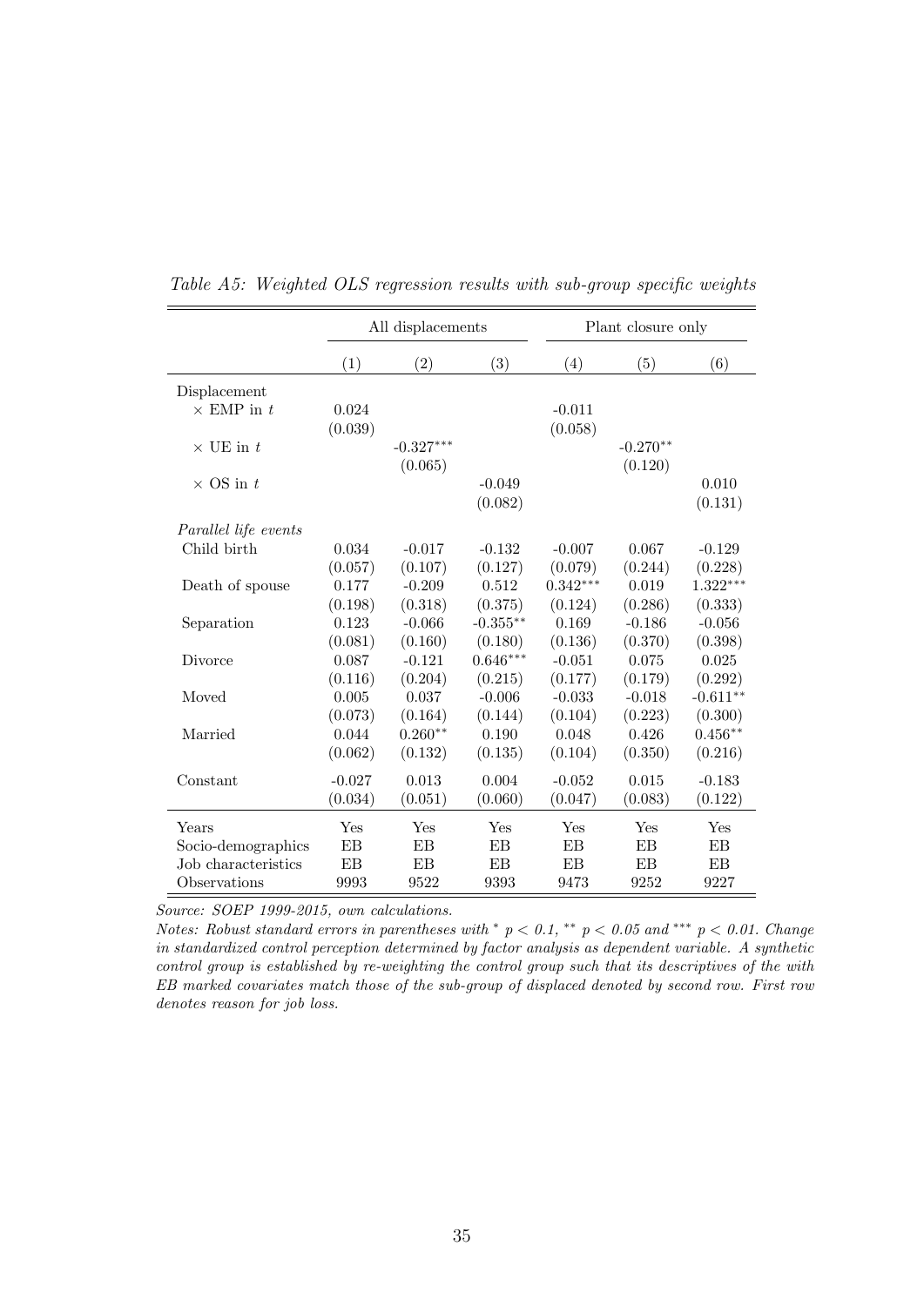*Table A5: Weighted OLS regression results with sub-group specific weights*

| | All displacements | | | Plant closure only | | |
|---|---|---|---|---|---|---|
| | (1) | (2) | (3) | (4) | (5) | (6) |
| Displacement | | | | | | |
| × EMP in $t$ | 0.024 | | | -0.011 | | |
| | (0.039) | | | (0.058) | | |
| × UE in $t$ | | -0.327*** | | | -0.270** | |
| | | (0.065) | | | (0.120) | |
| × OS in $t$ | | | -0.049 | | | 0.010 |
| | | | (0.082) | | | (0.131) |
| *Parallel life events* | | | | | | |
| Child birth | 0.034 | -0.017 | -0.132 | -0.007 | 0.067 | -0.129 |
| | (0.057) | (0.107) | (0.127) | (0.079) | (0.244) | (0.228) |
| Death of spouse | 0.177 | -0.209 | 0.512 | 0.342*** | 0.019 | 1.322*** |
| | (0.198) | (0.318) | (0.375) | (0.124) | (0.286) | (0.333) |
| Separation | 0.123 | -0.066 | -0.355** | 0.169 | -0.186 | -0.056 |
| | (0.081) | (0.160) | (0.180) | (0.136) | (0.370) | (0.398) |
| Divorce | 0.087 | -0.121 | 0.646*** | -0.051 | 0.075 | 0.025 |
| | (0.116) | (0.204) | (0.215) | (0.177) | (0.179) | (0.292) |
| Moved | 0.005 | 0.037 | -0.006 | -0.033 | -0.018 | -0.611** |
| | (0.073) | (0.164) | (0.144) | (0.104) | (0.223) | (0.300) |
| Married | 0.044 | 0.260** | 0.190 | 0.048 | 0.426 | 0.456** |
| | (0.062) | (0.132) | (0.135) | (0.104) | (0.350) | (0.216) |
| Constant | -0.027 | 0.013 | 0.004 | -0.052 | 0.015 | -0.183 |
| | (0.034) | (0.051) | (0.060) | (0.047) | (0.083) | (0.122) |
| Years | Yes | Yes | Yes | Yes | Yes | Yes |
| Socio-demographics | EB | EB | EB | EB | EB | EB |
| Job characteristics | EB | EB | EB | EB | EB | EB |
| Observations | 9993 | 9522 | 9393 | 9473 | 9252 | 9227 |

*Source: SOEP 1999-2015, own calculations.*

*Notes: Robust standard errors in parentheses with * $p < 0.1$, ** $p < 0.05$ and *** $p < 0.01$. Change in standardized control perception determined by factor analysis as dependent variable. A synthetic control group is established by re-weighting the control group such that its descriptives of the with EB marked covariates match those of the sub-group of displaced denoted by second row. First row denotes reason for job loss.*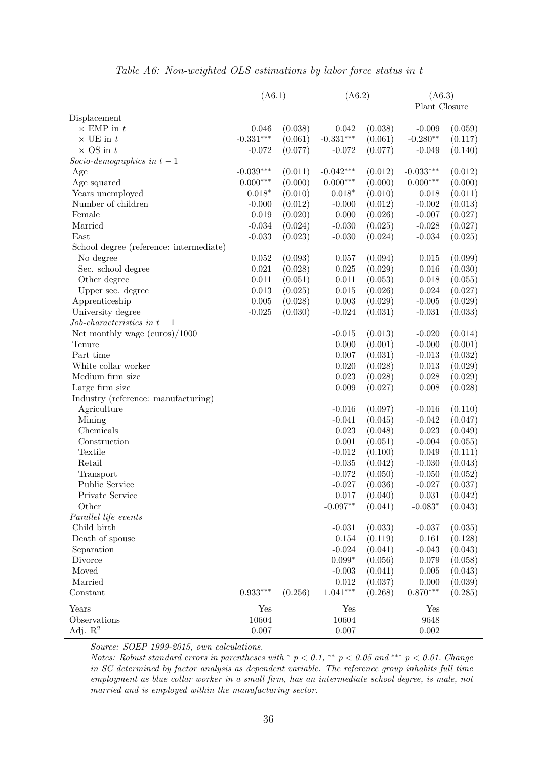*Table A6: Non-weighted OLS estimations by labor force status in t*

| | (A6.1) | | (A6.2) | | (A6.3) Plant Closure | |
|---|---|---|---|---|---|---|
| Displacement | | | | | | |
| × EMP in $t$ | 0.046 | (0.038) | 0.042 | (0.038) | -0.009 | (0.059) |
| × UE in $t$ | -0.331*** | (0.061) | -0.331*** | (0.061) | -0.280** | (0.117) |
| × OS in $t$ | -0.072 | (0.077) | -0.072 | (0.077) | -0.049 | (0.140) |
| *Socio-demographics in $t-1$* | | | | | | |
| Age | -0.039*** | (0.011) | -0.042*** | (0.012) | -0.033*** | (0.012) |
| Age squared | 0.000*** | (0.000) | 0.000*** | (0.000) | 0.000*** | (0.000) |
| Years unemployed | 0.018* | (0.010) | 0.018* | (0.010) | 0.018 | (0.011) |
| Number of children | -0.000 | (0.012) | -0.000 | (0.012) | -0.002 | (0.013) |
| Female | 0.019 | (0.020) | 0.000 | (0.026) | -0.007 | (0.027) |
| Married | -0.034 | (0.024) | -0.030 | (0.025) | -0.028 | (0.027) |
| East | -0.033 | (0.023) | -0.030 | (0.024) | -0.034 | (0.025) |
| School degree (reference: intermediate) | | | | | | |
| No degree | 0.052 | (0.093) | 0.057 | (0.094) | 0.015 | (0.099) |
| Sec. school degree | 0.021 | (0.028) | 0.025 | (0.029) | 0.016 | (0.030) |
| Other degree | 0.011 | (0.051) | 0.011 | (0.053) | 0.018 | (0.055) |
| Upper sec. degree | 0.013 | (0.025) | 0.015 | (0.026) | 0.024 | (0.027) |
| Apprenticeship | 0.005 | (0.028) | 0.003 | (0.029) | -0.005 | (0.029) |
| University degree | -0.025 | (0.030) | -0.024 | (0.031) | -0.031 | (0.033) |
| *Job-characteristics in $t-1$* | | | | | | |
| Net monthly wage (euros)/1000 | | | -0.015 | (0.013) | -0.020 | (0.014) |
| Tenure | | | 0.000 | (0.001) | -0.000 | (0.001) |
| Part time | | | 0.007 | (0.031) | -0.013 | (0.032) |
| White collar worker | | | 0.020 | (0.028) | 0.013 | (0.029) |
| Medium firm size | | | 0.023 | (0.028) | 0.028 | (0.029) |
| Large firm size | | | 0.009 | (0.027) | 0.008 | (0.028) |
| Industry (reference: manufacturing) | | | | | | |
| Agriculture | | | -0.016 | (0.097) | -0.016 | (0.110) |
| Mining | | | -0.041 | (0.045) | -0.042 | (0.047) |
| Chemicals | | | 0.023 | (0.048) | 0.023 | (0.049) |
| Construction | | | 0.001 | (0.051) | -0.004 | (0.055) |
| Textile | | | -0.012 | (0.100) | 0.049 | (0.111) |
| Retail | | | -0.035 | (0.042) | -0.030 | (0.043) |
| Transport | | | -0.072 | (0.050) | -0.050 | (0.052) |
| Public Service | | | -0.027 | (0.036) | -0.027 | (0.037) |
| Private Service | | | 0.017 | (0.040) | 0.031 | (0.042) |
| Other | | | -0.097** | (0.041) | -0.083* | (0.043) |
| *Parallel life events* | | | | | | |
| Child birth | | | -0.031 | (0.033) | -0.037 | (0.035) |
| Death of spouse | | | 0.154 | (0.119) | 0.161 | (0.128) |
| Separation | | | -0.024 | (0.041) | -0.043 | (0.043) |
| Divorce | | | 0.099* | (0.056) | 0.079 | (0.058) |
| Moved | | | -0.003 | (0.041) | 0.005 | (0.043) |
| Married | | | 0.012 | (0.037) | 0.000 | (0.039) |
| Constant | 0.933*** | (0.256) | 1.041*** | (0.268) | 0.870*** | (0.285) |
| Years | Yes | | Yes | | Yes | |
| Observations | 10604 | | 10604 | | 9648 | |
| Adj. $R^2$ | 0.007 | | 0.007 | | 0.002 | |

*Source: SOEP 1999-2015, own calculations.*

*Notes: Robust standard errors in parentheses with * $p < 0.1$, ** $p < 0.05$ and *** $p < 0.01$. Change in SC determined by factor analysis as dependent variable. The reference group inhabits full time employment as blue collar worker in a small firm, has an intermediate school degree, is male, not married and is employed within the manufacturing sector.*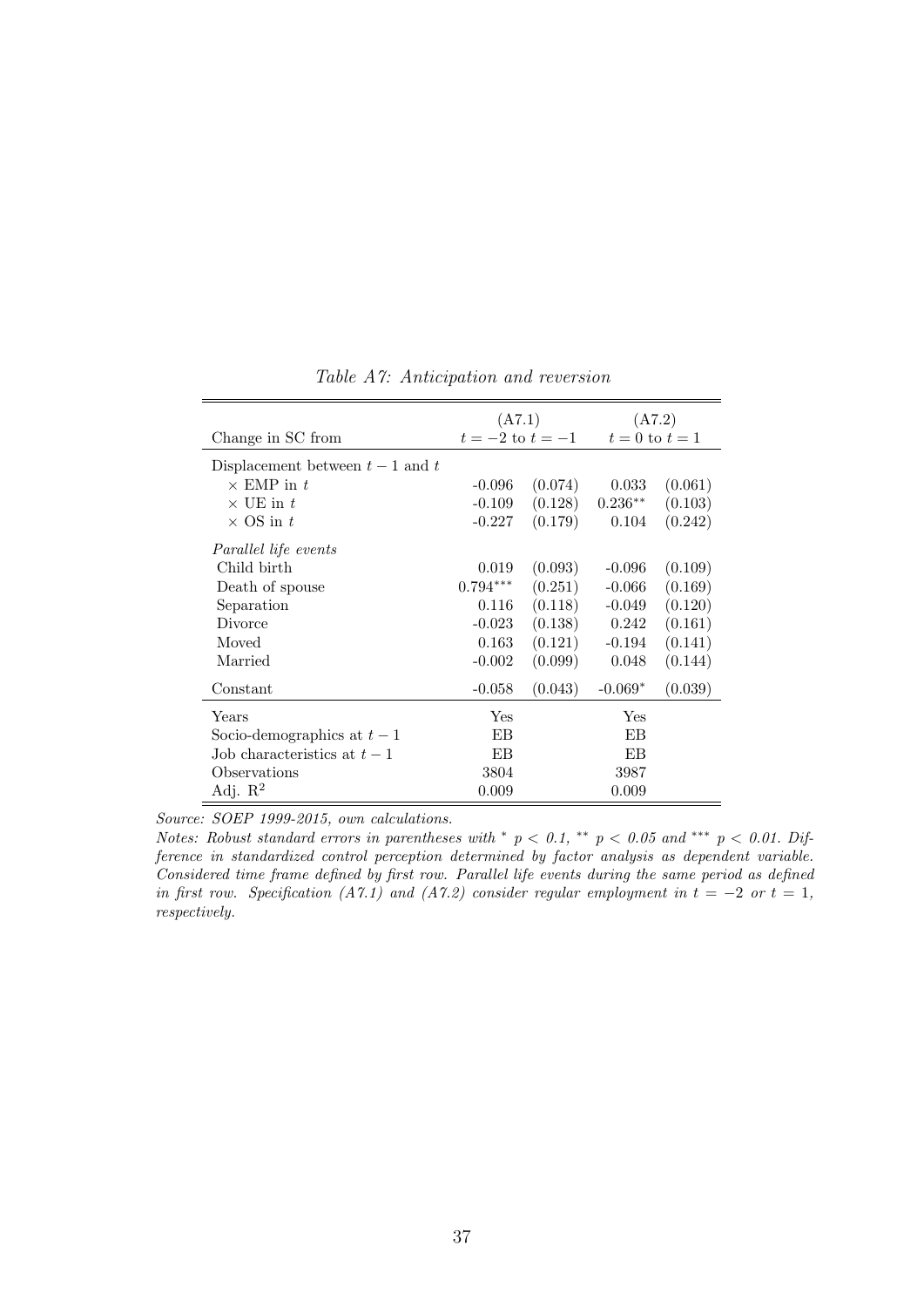*Table A7: Anticipation and reversion*

| Change in SC from | (A7.1) $t=-2$ to $t=-1$ | | (A7.2) $t=0$ to $t=1$ | |
|---|---|---|---|---|
| Displacement between $t-1$ and $t$ | | | | |
| $\times$ EMP in $t$ | -0.096 | (0.074) | 0.033 | (0.061) |
| $\times$ UE in $t$ | -0.109 | (0.128) | $0.236^{**}$ | (0.103) |
| $\times$ OS in $t$ | -0.227 | (0.179) | 0.104 | (0.242) |
| *Parallel life events* | | | | |
| Child birth | 0.019 | (0.093) | -0.096 | (0.109) |
| Death of spouse | $0.794^{***}$ | (0.251) | -0.066 | (0.169) |
| Separation | 0.116 | (0.118) | -0.049 | (0.120) |
| Divorce | -0.023 | (0.138) | 0.242 | (0.161) |
| Moved | 0.163 | (0.121) | -0.194 | (0.141) |
| Married | -0.002 | (0.099) | 0.048 | (0.144) |
| Constant | -0.058 | (0.043) | $-0.069^{*}$ | (0.039) |
| Years | Yes | | Yes | |
| Socio-demographics at $t-1$ | EB | | EB | |
| Job characteristics at $t-1$ | EB | | EB | |
| Observations | 3804 | | 3987 | |
| Adj. $R^2$ | 0.009 | | 0.009 | |

*Source: SOEP 1999-2015, own calculations.*

*Notes: Robust standard errors in parentheses with $^{*}$ $p < 0.1$, $^{**}$ $p < 0.05$ and $^{***}$ $p < 0.01$. Difference in standardized control perception determined by factor analysis as dependent variable. Considered time frame defined by first row. Parallel life events during the same period as defined in first row. Specification (A7.1) and (A7.2) consider regular employment in $t = -2$ or $t = 1$, respectively.*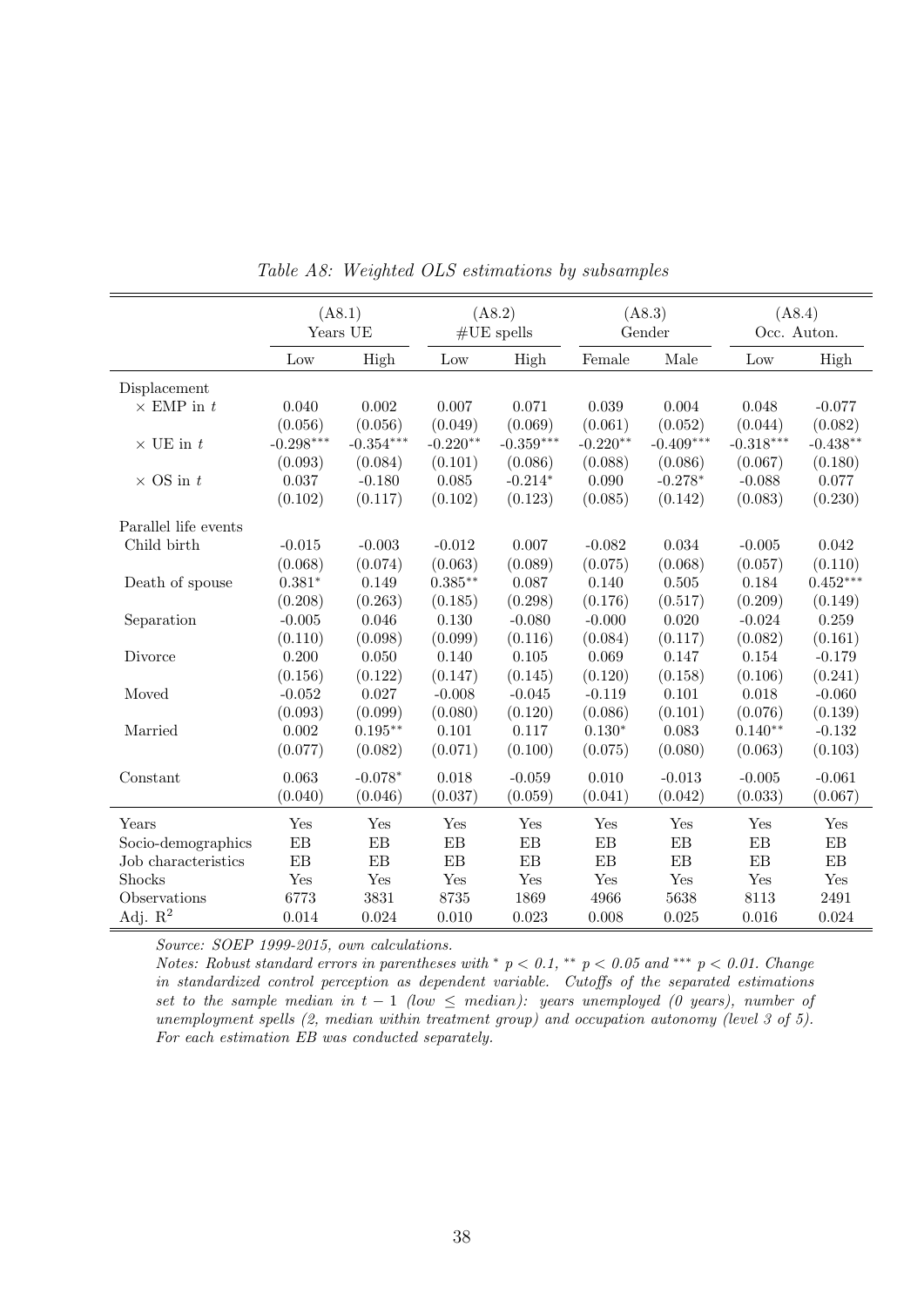*Table A8: Weighted OLS estimations by subsamples*

| | (A8.1) Years UE | | (A8.2) #UE spells | | (A8.3) Gender | | (A8.4) Occ. Auton. | |
|---|---|---|---|---|---|---|---|---|
| | Low | High | Low | High | Female | Male | Low | High |
| Displacement | | | | | | | | |
| × EMP in $t$ | 0.040 | 0.002 | 0.007 | 0.071 | 0.039 | 0.004 | 0.048 | -0.077 |
| | (0.056) | (0.056) | (0.049) | (0.069) | (0.061) | (0.052) | (0.044) | (0.082) |
| × UE in $t$ | -0.298*** | -0.354*** | -0.220** | -0.359*** | -0.220** | -0.409*** | -0.318*** | -0.438** |
| | (0.093) | (0.084) | (0.101) | (0.086) | (0.088) | (0.086) | (0.067) | (0.180) |
| × OS in $t$ | 0.037 | -0.180 | 0.085 | -0.214* | 0.090 | -0.278* | -0.088 | 0.077 |
| | (0.102) | (0.117) | (0.102) | (0.123) | (0.085) | (0.142) | (0.083) | (0.230) |
| Parallel life events | | | | | | | | |
| Child birth | -0.015 | -0.003 | -0.012 | 0.007 | -0.082 | 0.034 | -0.005 | 0.042 |
| | (0.068) | (0.074) | (0.063) | (0.089) | (0.075) | (0.068) | (0.057) | (0.110) |
| Death of spouse | 0.381* | 0.149 | 0.385** | 0.087 | 0.140 | 0.505 | 0.184 | 0.452*** |
| | (0.208) | (0.263) | (0.185) | (0.298) | (0.176) | (0.517) | (0.209) | (0.149) |
| Separation | -0.005 | 0.046 | 0.130 | -0.080 | -0.000 | 0.020 | -0.024 | 0.259 |
| | (0.110) | (0.098) | (0.099) | (0.116) | (0.084) | (0.117) | (0.082) | (0.161) |
| Divorce | 0.200 | 0.050 | 0.140 | 0.105 | 0.069 | 0.147 | 0.154 | -0.179 |
| | (0.156) | (0.122) | (0.147) | (0.145) | (0.120) | (0.158) | (0.106) | (0.241) |
| Moved | -0.052 | 0.027 | -0.008 | -0.045 | -0.119 | 0.101 | 0.018 | -0.060 |
| | (0.093) | (0.099) | (0.080) | (0.120) | (0.086) | (0.101) | (0.076) | (0.139) |
| Married | 0.002 | 0.195** | 0.101 | 0.117 | 0.130* | 0.083 | 0.140** | -0.132 |
| | (0.077) | (0.082) | (0.071) | (0.100) | (0.075) | (0.080) | (0.063) | (0.103) |
| Constant | 0.063 | -0.078* | 0.018 | -0.059 | 0.010 | -0.013 | -0.005 | -0.061 |
| | (0.040) | (0.046) | (0.037) | (0.059) | (0.041) | (0.042) | (0.033) | (0.067) |
| Years | Yes | Yes | Yes | Yes | Yes | Yes | Yes | Yes |
| Socio-demographics | EB | EB | EB | EB | EB | EB | EB | EB |
| Job characteristics | EB | EB | EB | EB | EB | EB | EB | EB |
| Shocks | Yes | Yes | Yes | Yes | Yes | Yes | Yes | Yes |
| Observations | 6773 | 3831 | 8735 | 1869 | 4966 | 5638 | 8113 | 2491 |
| Adj. $R^2$ | 0.014 | 0.024 | 0.010 | 0.023 | 0.008 | 0.025 | 0.016 | 0.024 |

*Source: SOEP 1999-2015, own calculations.*

*Notes: Robust standard errors in parentheses with * $p < 0.1$, ** $p < 0.05$ and *** $p < 0.01$. Change in standardized control perception as dependent variable. Cutoffs of the separated estimations set to the sample median in $t-1$ (low $\leq$ median): years unemployed (0 years), number of unemployment spells (2, median within treatment group) and occupation autonomy (level 3 of 5). For each estimation EB was conducted separately.*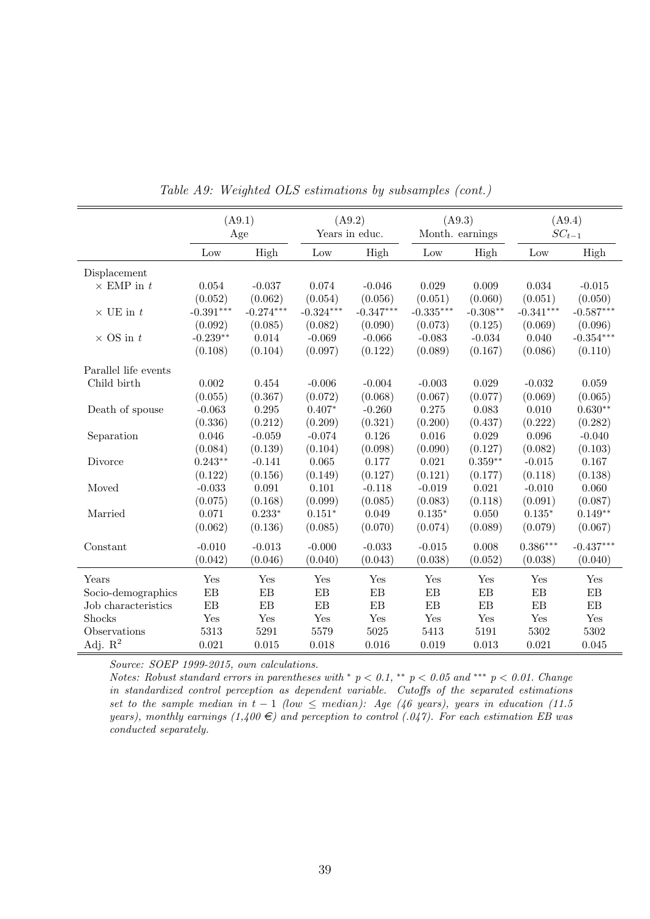*Table A9: Weighted OLS estimations by subsamples (cont.)*

| | (A9.1) Age | | (A9.2) Years in educ. | | (A9.3) Month. earnings | | (A9.4) $SC_{t-1}$ | |
|---|---|---|---|---|---|---|---|---|
| | Low | High | Low | High | Low | High | Low | High |
| Displacement | | | | | | | | |
| × EMP in $t$ | 0.054 | -0.037 | 0.074 | -0.046 | 0.029 | 0.009 | 0.034 | -0.015 |
| | (0.052) | (0.062) | (0.054) | (0.056) | (0.051) | (0.060) | (0.051) | (0.050) |
| × UE in $t$ | -0.391*** | -0.274*** | -0.324*** | -0.347*** | -0.335*** | -0.308** | -0.341*** | -0.587*** |
| | (0.092) | (0.085) | (0.082) | (0.090) | (0.073) | (0.125) | (0.069) | (0.096) |
| × OS in $t$ | -0.239** | 0.014 | -0.069 | -0.066 | -0.083 | -0.034 | 0.040 | -0.354*** |
| | (0.108) | (0.104) | (0.097) | (0.122) | (0.089) | (0.167) | (0.086) | (0.110) |
| Parallel life events | | | | | | | | |
| Child birth | 0.002 | 0.454 | -0.006 | -0.004 | -0.003 | 0.029 | -0.032 | 0.059 |
| | (0.055) | (0.367) | (0.072) | (0.068) | (0.067) | (0.077) | (0.069) | (0.065) |
| Death of spouse | -0.063 | 0.295 | 0.407* | -0.260 | 0.275 | 0.083 | 0.010 | 0.630** |
| | (0.336) | (0.212) | (0.209) | (0.321) | (0.200) | (0.437) | (0.222) | (0.282) |
| Separation | 0.046 | -0.059 | -0.074 | 0.126 | 0.016 | 0.029 | 0.096 | -0.040 |
| | (0.084) | (0.139) | (0.104) | (0.098) | (0.090) | (0.127) | (0.082) | (0.103) |
| Divorce | 0.243** | -0.141 | 0.065 | 0.177 | 0.021 | 0.359** | -0.015 | 0.167 |
| | (0.122) | (0.156) | (0.149) | (0.127) | (0.121) | (0.177) | (0.118) | (0.138) |
| Moved | -0.033 | 0.091 | 0.101 | -0.118 | -0.019 | 0.021 | -0.010 | 0.060 |
| | (0.075) | (0.168) | (0.099) | (0.085) | (0.083) | (0.118) | (0.091) | (0.087) |
| Married | 0.071 | 0.233* | 0.151* | 0.049 | 0.135* | 0.050 | 0.135* | 0.149** |
| | (0.062) | (0.136) | (0.085) | (0.070) | (0.074) | (0.089) | (0.079) | (0.067) |
| Constant | -0.010 | -0.013 | -0.000 | -0.033 | -0.015 | 0.008 | 0.386*** | -0.437*** |
| | (0.042) | (0.046) | (0.040) | (0.043) | (0.038) | (0.052) | (0.038) | (0.040) |
| Years | Yes | Yes | Yes | Yes | Yes | Yes | Yes | Yes |
| Socio-demographics | EB | EB | EB | EB | EB | EB | EB | EB |
| Job characteristics | EB | EB | EB | EB | EB | EB | EB | EB |
| Shocks | Yes | Yes | Yes | Yes | Yes | Yes | Yes | Yes |
| Observations | 5313 | 5291 | 5579 | 5025 | 5413 | 5191 | 5302 | 5302 |
| Adj. $R^2$ | 0.021 | 0.015 | 0.018 | 0.016 | 0.019 | 0.013 | 0.021 | 0.045 |

*Source: SOEP 1999-2015, own calculations.*

*Notes: Robust standard errors in parentheses with * $p < 0.1$, ** $p < 0.05$ and *** $p < 0.01$. Change in standardized control perception as dependent variable. Cutoffs of the separated estimations set to the sample median in $t-1$ (low ≤ median): Age (46 years), years in education (11.5 years), monthly earnings (1,400 €) and perception to control (.047). For each estimation EB was conducted separately.*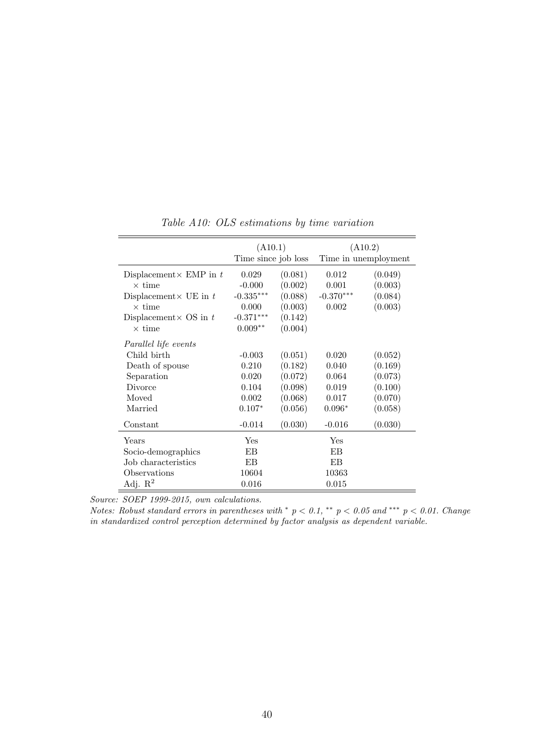*Table A10: OLS estimations by time variation*

| | (A10.1) | | (A10.2) | |
|---|---|---|---|---|
| | Time since job loss | | Time in unemployment | |
| Displacement× EMP in $t$ | 0.029 | (0.081) | 0.012 | (0.049) |
| × time | -0.000 | (0.002) | 0.001 | (0.003) |
| Displacement× UE in $t$ | -0.335*** | (0.088) | -0.370*** | (0.084) |
| × time | 0.000 | (0.003) | 0.002 | (0.003) |
| Displacement× OS in $t$ | -0.371*** | (0.142) | | |
| × time | 0.009** | (0.004) | | |
| *Parallel life events* | | | | |
| Child birth | -0.003 | (0.051) | 0.020 | (0.052) |
| Death of spouse | 0.210 | (0.182) | 0.040 | (0.169) |
| Separation | 0.020 | (0.072) | 0.064 | (0.073) |
| Divorce | 0.104 | (0.098) | 0.019 | (0.100) |
| Moved | 0.002 | (0.068) | 0.017 | (0.070) |
| Married | 0.107* | (0.056) | 0.096* | (0.058) |
| Constant | -0.014 | (0.030) | -0.016 | (0.030) |
| Years | Yes | | Yes | |
| Socio-demographics | EB | | EB | |
| Job characteristics | EB | | EB | |
| Observations | 10604 | | 10363 | |
| Adj. $R^2$ | 0.016 | | 0.015 | |

*Source: SOEP 1999-2015, own calculations.*

*Notes: Robust standard errors in parentheses with * $p < 0.1$, ** $p < 0.05$ and *** $p < 0.01$. Change in standardized control perception determined by factor analysis as dependent variable.*